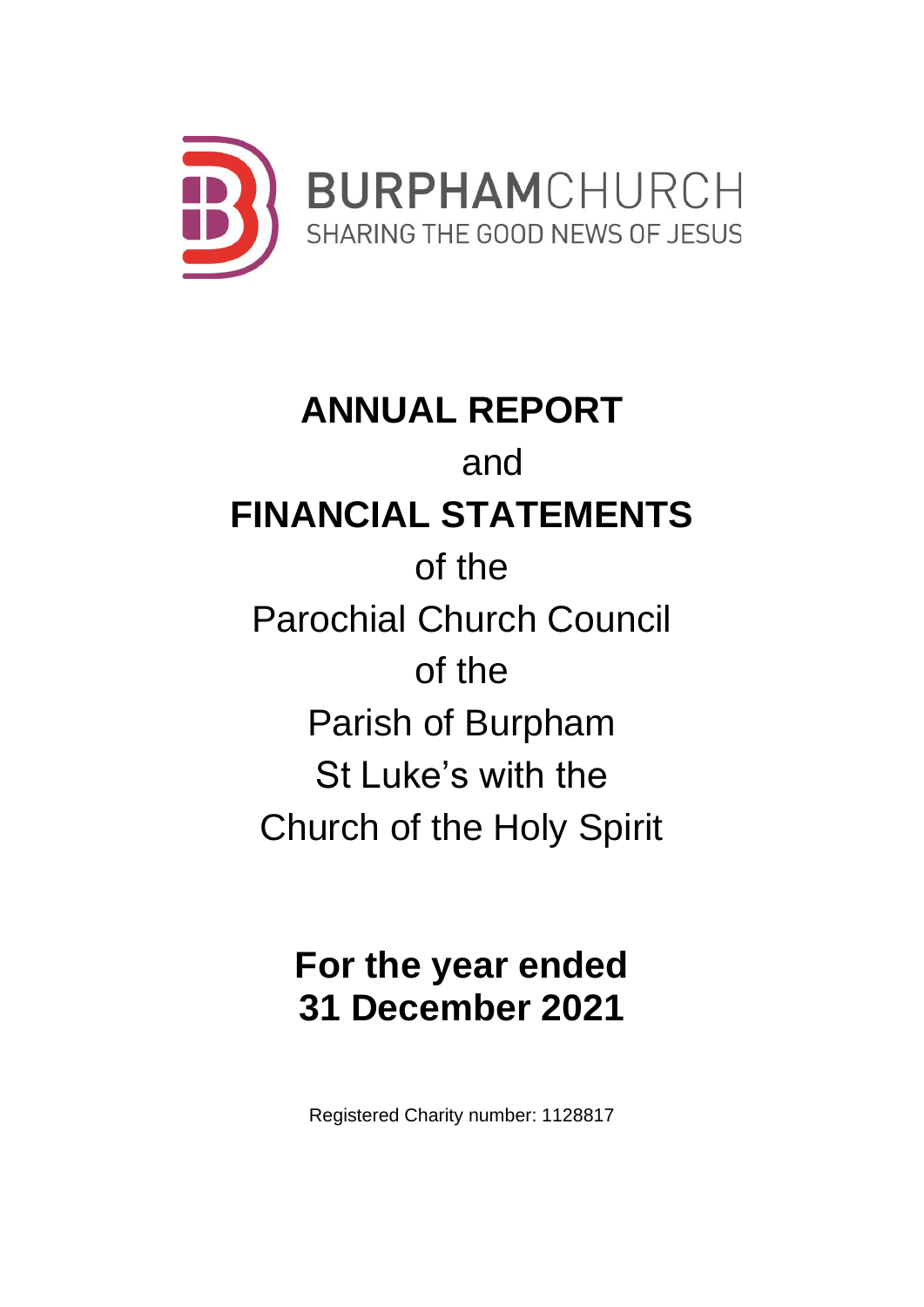BURPHAMCHURCH
SHARING THE GOOD NEWS OF JESUS

# ANNUAL REPORT

and

# FINANCIAL STATEMENTS

of the

Parochial Church Council

of the

Parish of Burpham

St Luke's with the

Church of the Holy Spirit

## For the year ended 31 December 2021

Registered Charity number: 1128817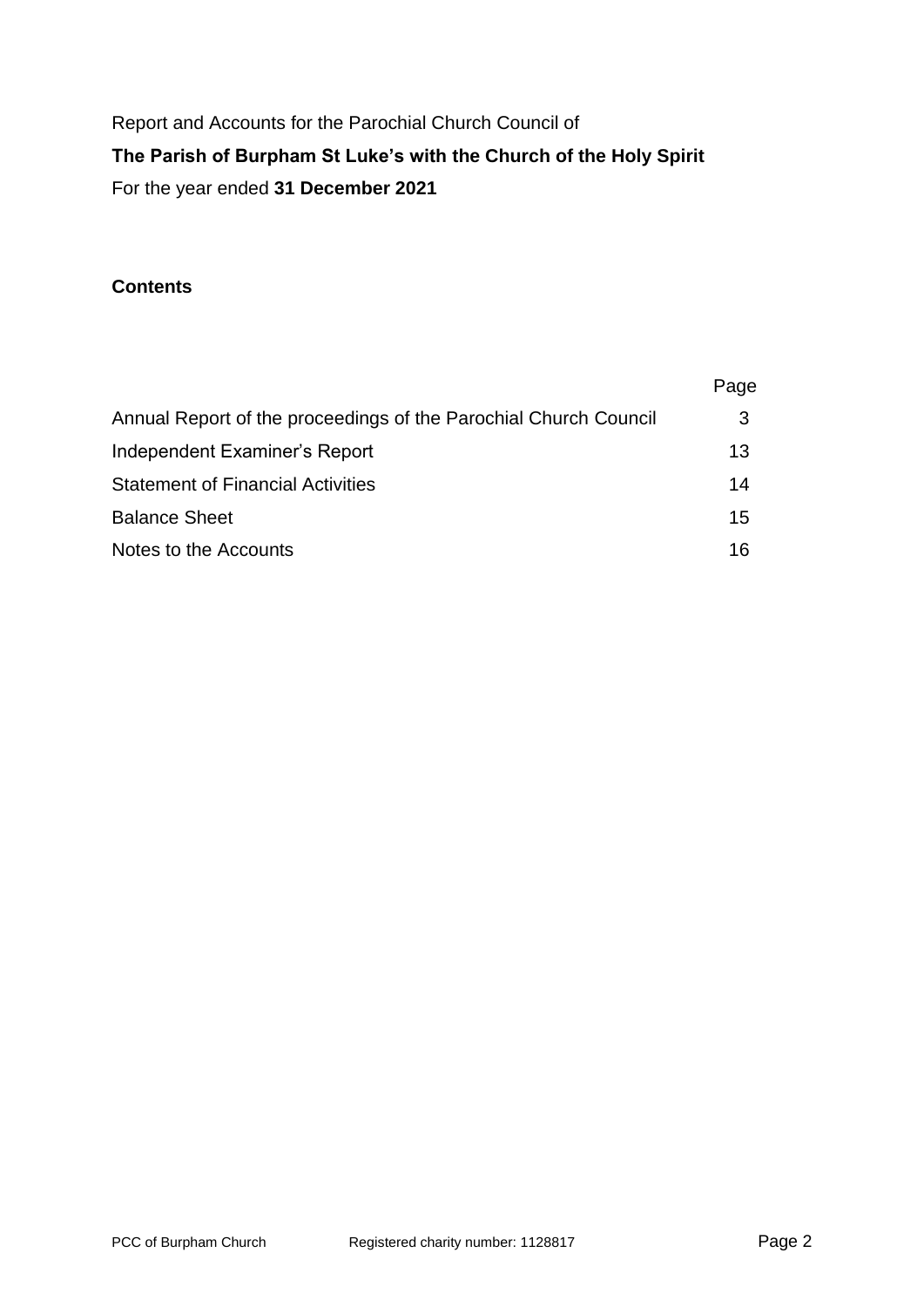Report and Accounts for the Parochial Church Council of

**The Parish of Burpham St Luke's with the Church of the Holy Spirit**

For the year ended **31 December 2021**

## Contents

| | Page |
|---|---|
| Annual Report of the proceedings of the Parochial Church Council | 3 |
| Independent Examiner's Report | 13 |
| Statement of Financial Activities | 14 |
| Balance Sheet | 15 |
| Notes to the Accounts | 16 |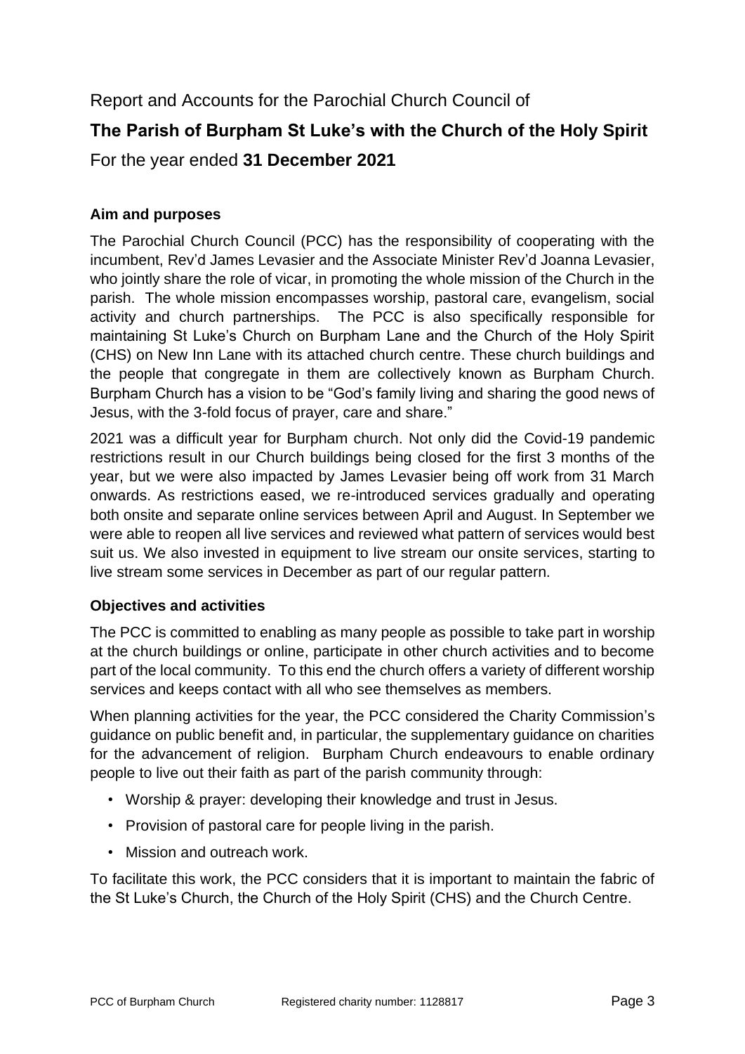Report and Accounts for the Parochial Church Council of

# The Parish of Burpham St Luke's with the Church of the Holy Spirit

For the year ended **31 December 2021**

### Aim and purposes

The Parochial Church Council (PCC) has the responsibility of cooperating with the incumbent, Rev'd James Levasier and the Associate Minister Rev'd Joanna Levasier, who jointly share the role of vicar, in promoting the whole mission of the Church in the parish. The whole mission encompasses worship, pastoral care, evangelism, social activity and church partnerships. The PCC is also specifically responsible for maintaining St Luke's Church on Burpham Lane and the Church of the Holy Spirit (CHS) on New Inn Lane with its attached church centre. These church buildings and the people that congregate in them are collectively known as Burpham Church. Burpham Church has a vision to be "God's family living and sharing the good news of Jesus, with the 3-fold focus of prayer, care and share."

2021 was a difficult year for Burpham church. Not only did the Covid-19 pandemic restrictions result in our Church buildings being closed for the first 3 months of the year, but we were also impacted by James Levasier being off work from 31 March onwards. As restrictions eased, we re-introduced services gradually and operating both onsite and separate online services between April and August. In September we were able to reopen all live services and reviewed what pattern of services would best suit us. We also invested in equipment to live stream our onsite services, starting to live stream some services in December as part of our regular pattern.

### Objectives and activities

The PCC is committed to enabling as many people as possible to take part in worship at the church buildings or online, participate in other church activities and to become part of the local community. To this end the church offers a variety of different worship services and keeps contact with all who see themselves as members.

When planning activities for the year, the PCC considered the Charity Commission's guidance on public benefit and, in particular, the supplementary guidance on charities for the advancement of religion. Burpham Church endeavours to enable ordinary people to live out their faith as part of the parish community through:

- Worship & prayer: developing their knowledge and trust in Jesus.
- Provision of pastoral care for people living in the parish.
- Mission and outreach work.

To facilitate this work, the PCC considers that it is important to maintain the fabric of the St Luke's Church, the Church of the Holy Spirit (CHS) and the Church Centre.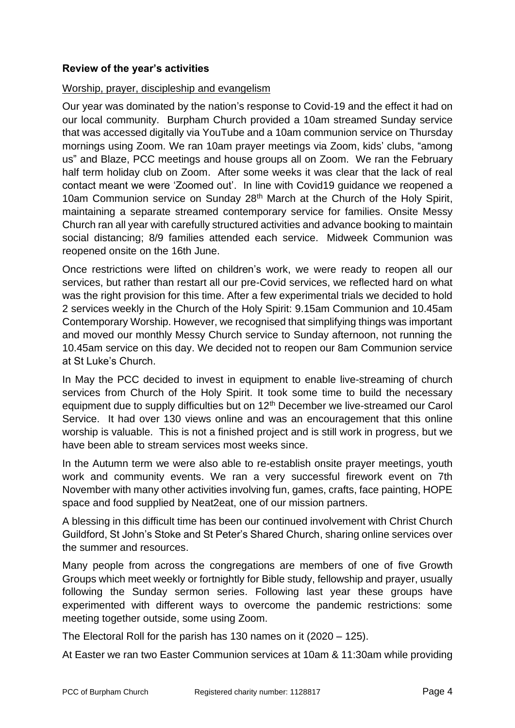## Review of the year's activities

Worship, prayer, discipleship and evangelism

Our year was dominated by the nation's response to Covid-19 and the effect it had on our local community. Burpham Church provided a 10am streamed Sunday service that was accessed digitally via YouTube and a 10am communion service on Thursday mornings using Zoom. We ran 10am prayer meetings via Zoom, kids' clubs, "among us" and Blaze, PCC meetings and house groups all on Zoom. We ran the February half term holiday club on Zoom. After some weeks it was clear that the lack of real contact meant we were 'Zoomed out'. In line with Covid19 guidance we reopened a 10am Communion service on Sunday 28th March at the Church of the Holy Spirit, maintaining a separate streamed contemporary service for families. Onsite Messy Church ran all year with carefully structured activities and advance booking to maintain social distancing; 8/9 families attended each service. Midweek Communion was reopened onsite on the 16th June.

Once restrictions were lifted on children's work, we were ready to reopen all our services, but rather than restart all our pre-Covid services, we reflected hard on what was the right provision for this time. After a few experimental trials we decided to hold 2 services weekly in the Church of the Holy Spirit: 9.15am Communion and 10.45am Contemporary Worship. However, we recognised that simplifying things was important and moved our monthly Messy Church service to Sunday afternoon, not running the 10.45am service on this day. We decided not to reopen our 8am Communion service at St Luke's Church.

In May the PCC decided to invest in equipment to enable live-streaming of church services from Church of the Holy Spirit. It took some time to build the necessary equipment due to supply difficulties but on 12th December we live-streamed our Carol Service. It had over 130 views online and was an encouragement that this online worship is valuable. This is not a finished project and is still work in progress, but we have been able to stream services most weeks since.

In the Autumn term we were also able to re-establish onsite prayer meetings, youth work and community events. We ran a very successful firework event on 7th November with many other activities involving fun, games, crafts, face painting, HOPE space and food supplied by Neat2eat, one of our mission partners.

A blessing in this difficult time has been our continued involvement with Christ Church Guildford, St John's Stoke and St Peter's Shared Church, sharing online services over the summer and resources.

Many people from across the congregations are members of one of five Growth Groups which meet weekly or fortnightly for Bible study, fellowship and prayer, usually following the Sunday sermon series. Following last year these groups have experimented with different ways to overcome the pandemic restrictions: some meeting together outside, some using Zoom.

The Electoral Roll for the parish has 130 names on it (2020 – 125).

At Easter we ran two Easter Communion services at 10am & 11:30am while providing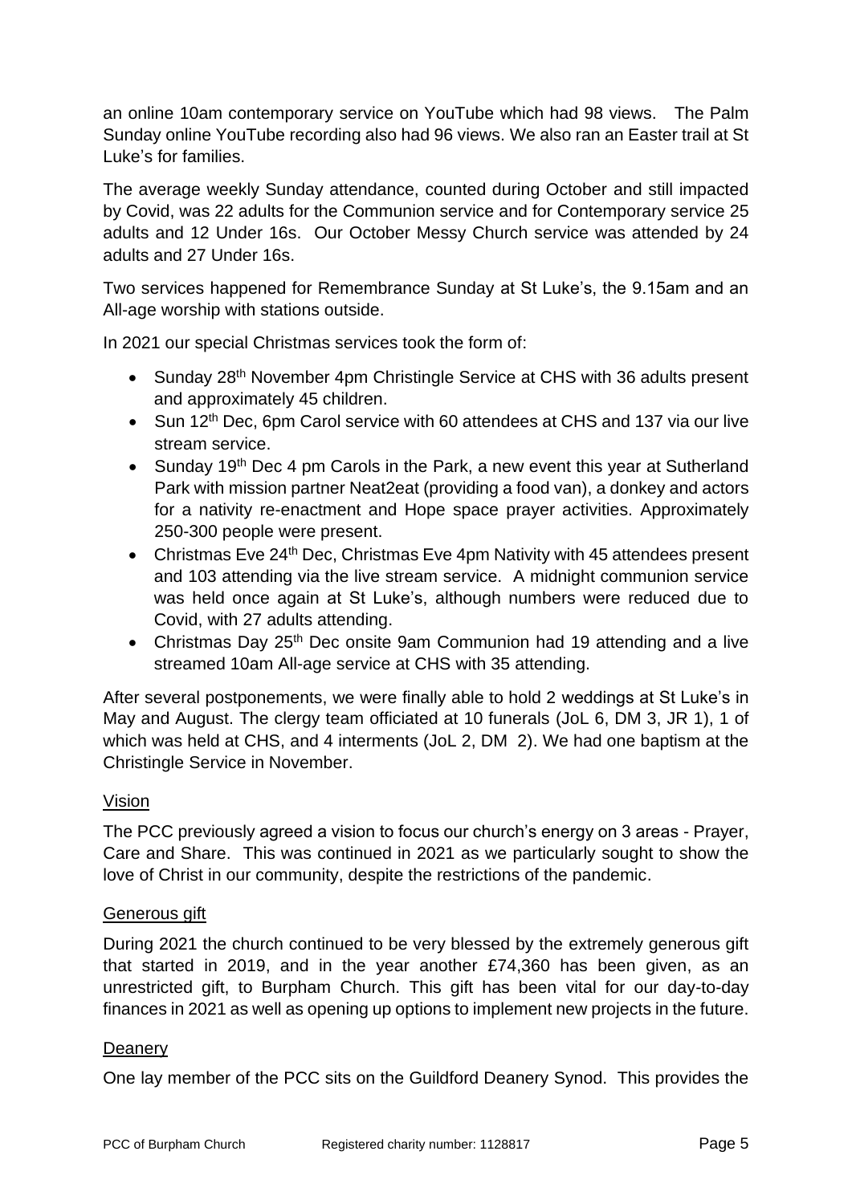an online 10am contemporary service on YouTube which had 98 views. The Palm Sunday online YouTube recording also had 96 views. We also ran an Easter trail at St Luke's for families.

The average weekly Sunday attendance, counted during October and still impacted by Covid, was 22 adults for the Communion service and for Contemporary service 25 adults and 12 Under 16s. Our October Messy Church service was attended by 24 adults and 27 Under 16s.

Two services happened for Remembrance Sunday at St Luke's, the 9.15am and an All-age worship with stations outside.

In 2021 our special Christmas services took the form of:

- Sunday 28th November 4pm Christingle Service at CHS with 36 adults present and approximately 45 children.
- Sun 12th Dec, 6pm Carol service with 60 attendees at CHS and 137 via our live stream service.
- Sunday 19th Dec 4 pm Carols in the Park, a new event this year at Sutherland Park with mission partner Neat2eat (providing a food van), a donkey and actors for a nativity re-enactment and Hope space prayer activities. Approximately 250-300 people were present.
- Christmas Eve 24th Dec, Christmas Eve 4pm Nativity with 45 attendees present and 103 attending via the live stream service. A midnight communion service was held once again at St Luke's, although numbers were reduced due to Covid, with 27 adults attending.
- Christmas Day 25th Dec onsite 9am Communion had 19 attending and a live streamed 10am All-age service at CHS with 35 attending.

After several postponements, we were finally able to hold 2 weddings at St Luke's in May and August. The clergy team officiated at 10 funerals (JoL 6, DM 3, JR 1), 1 of which was held at CHS, and 4 interments (JoL 2, DM 2). We had one baptism at the Christingle Service in November.

## Vision

The PCC previously agreed a vision to focus our church's energy on 3 areas - Prayer, Care and Share. This was continued in 2021 as we particularly sought to show the love of Christ in our community, despite the restrictions of the pandemic.

## Generous gift

During 2021 the church continued to be very blessed by the extremely generous gift that started in 2019, and in the year another £74,360 has been given, as an unrestricted gift, to Burpham Church. This gift has been vital for our day-to-day finances in 2021 as well as opening up options to implement new projects in the future.

## Deanery

One lay member of the PCC sits on the Guildford Deanery Synod. This provides the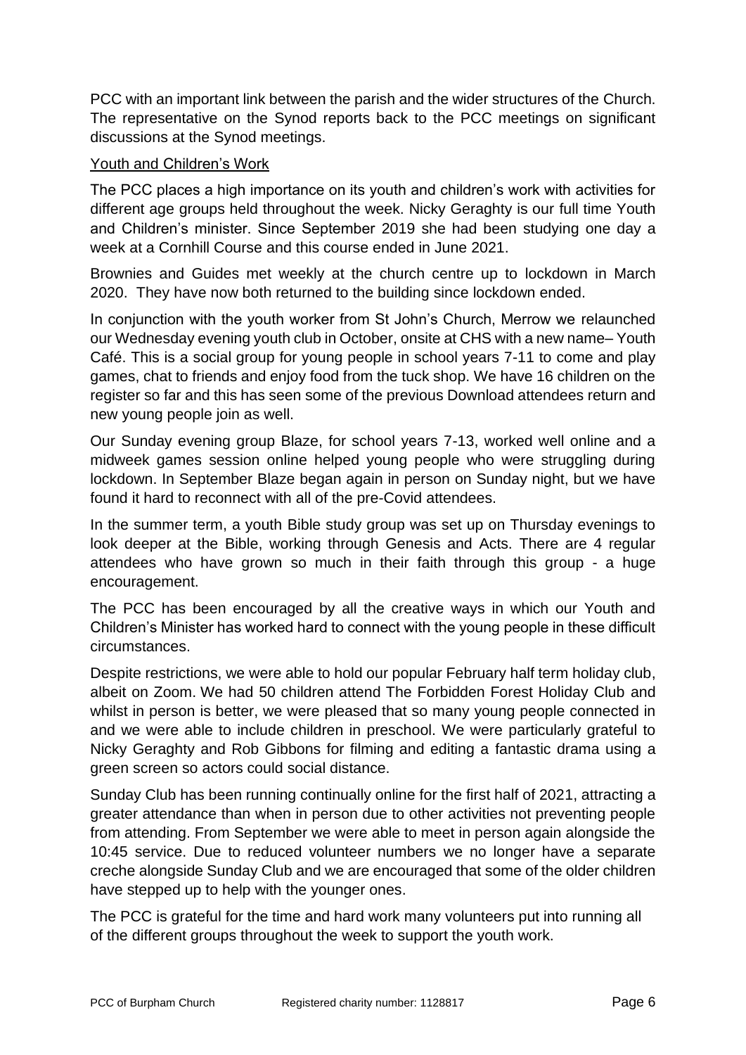PCC with an important link between the parish and the wider structures of the Church. The representative on the Synod reports back to the PCC meetings on significant discussions at the Synod meetings.

## Youth and Children's Work

The PCC places a high importance on its youth and children's work with activities for different age groups held throughout the week. Nicky Geraghty is our full time Youth and Children's minister. Since September 2019 she had been studying one day a week at a Cornhill Course and this course ended in June 2021.

Brownies and Guides met weekly at the church centre up to lockdown in March 2020. They have now both returned to the building since lockdown ended.

In conjunction with the youth worker from St John's Church, Merrow we relaunched our Wednesday evening youth club in October, onsite at CHS with a new name– Youth Café. This is a social group for young people in school years 7-11 to come and play games, chat to friends and enjoy food from the tuck shop. We have 16 children on the register so far and this has seen some of the previous Download attendees return and new young people join as well.

Our Sunday evening group Blaze, for school years 7-13, worked well online and a midweek games session online helped young people who were struggling during lockdown. In September Blaze began again in person on Sunday night, but we have found it hard to reconnect with all of the pre-Covid attendees.

In the summer term, a youth Bible study group was set up on Thursday evenings to look deeper at the Bible, working through Genesis and Acts. There are 4 regular attendees who have grown so much in their faith through this group - a huge encouragement.

The PCC has been encouraged by all the creative ways in which our Youth and Children's Minister has worked hard to connect with the young people in these difficult circumstances.

Despite restrictions, we were able to hold our popular February half term holiday club, albeit on Zoom. We had 50 children attend The Forbidden Forest Holiday Club and whilst in person is better, we were pleased that so many young people connected in and we were able to include children in preschool. We were particularly grateful to Nicky Geraghty and Rob Gibbons for filming and editing a fantastic drama using a green screen so actors could social distance.

Sunday Club has been running continually online for the first half of 2021, attracting a greater attendance than when in person due to other activities not preventing people from attending. From September we were able to meet in person again alongside the 10:45 service. Due to reduced volunteer numbers we no longer have a separate creche alongside Sunday Club and we are encouraged that some of the older children have stepped up to help with the younger ones.

The PCC is grateful for the time and hard work many volunteers put into running all of the different groups throughout the week to support the youth work.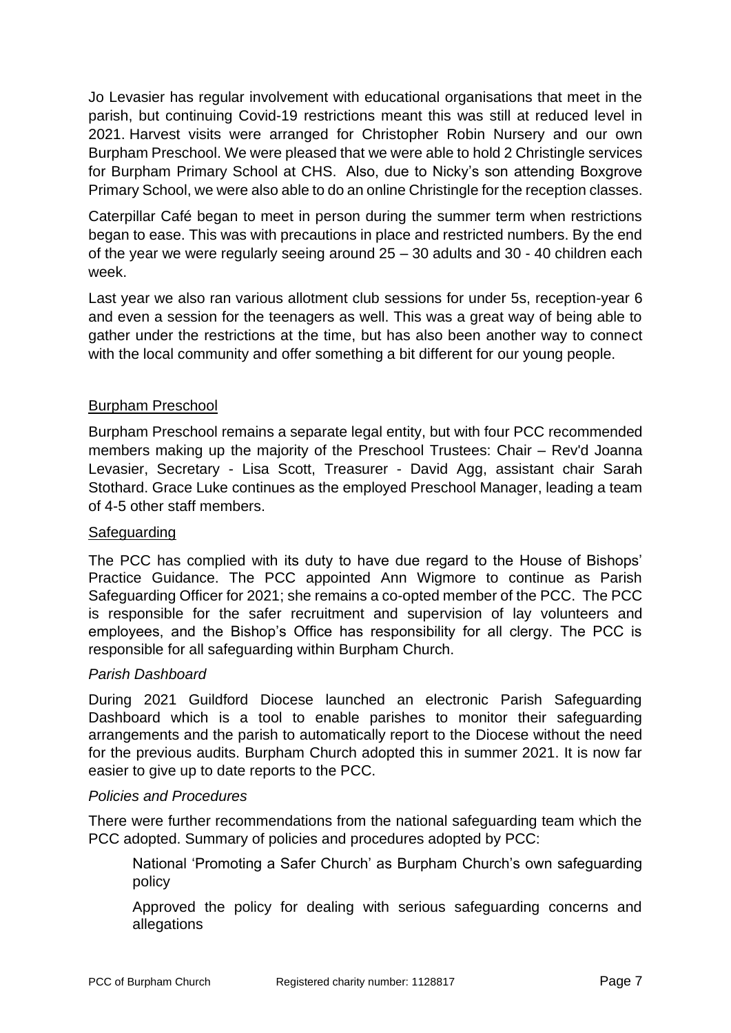Jo Levasier has regular involvement with educational organisations that meet in the parish, but continuing Covid-19 restrictions meant this was still at reduced level in 2021. Harvest visits were arranged for Christopher Robin Nursery and our own Burpham Preschool. We were pleased that we were able to hold 2 Christingle services for Burpham Primary School at CHS. Also, due to Nicky's son attending Boxgrove Primary School, we were also able to do an online Christingle for the reception classes.

Caterpillar Café began to meet in person during the summer term when restrictions began to ease. This was with precautions in place and restricted numbers. By the end of the year we were regularly seeing around 25 – 30 adults and 30 - 40 children each week.

Last year we also ran various allotment club sessions for under 5s, reception-year 6 and even a session for the teenagers as well. This was a great way of being able to gather under the restrictions at the time, but has also been another way to connect with the local community and offer something a bit different for our young people.

## Burpham Preschool

Burpham Preschool remains a separate legal entity, but with four PCC recommended members making up the majority of the Preschool Trustees: Chair – Rev'd Joanna Levasier, Secretary - Lisa Scott, Treasurer - David Agg, assistant chair Sarah Stothard. Grace Luke continues as the employed Preschool Manager, leading a team of 4-5 other staff members.

## Safeguarding

The PCC has complied with its duty to have due regard to the House of Bishops' Practice Guidance. The PCC appointed Ann Wigmore to continue as Parish Safeguarding Officer for 2021; she remains a co-opted member of the PCC. The PCC is responsible for the safer recruitment and supervision of lay volunteers and employees, and the Bishop's Office has responsibility for all clergy. The PCC is responsible for all safeguarding within Burpham Church.

### *Parish Dashboard*

During 2021 Guildford Diocese launched an electronic Parish Safeguarding Dashboard which is a tool to enable parishes to monitor their safeguarding arrangements and the parish to automatically report to the Diocese without the need for the previous audits. Burpham Church adopted this in summer 2021. It is now far easier to give up to date reports to the PCC.

### *Policies and Procedures*

There were further recommendations from the national safeguarding team which the PCC adopted. Summary of policies and procedures adopted by PCC:

- National 'Promoting a Safer Church' as Burpham Church's own safeguarding policy
- Approved the policy for dealing with serious safeguarding concerns and allegations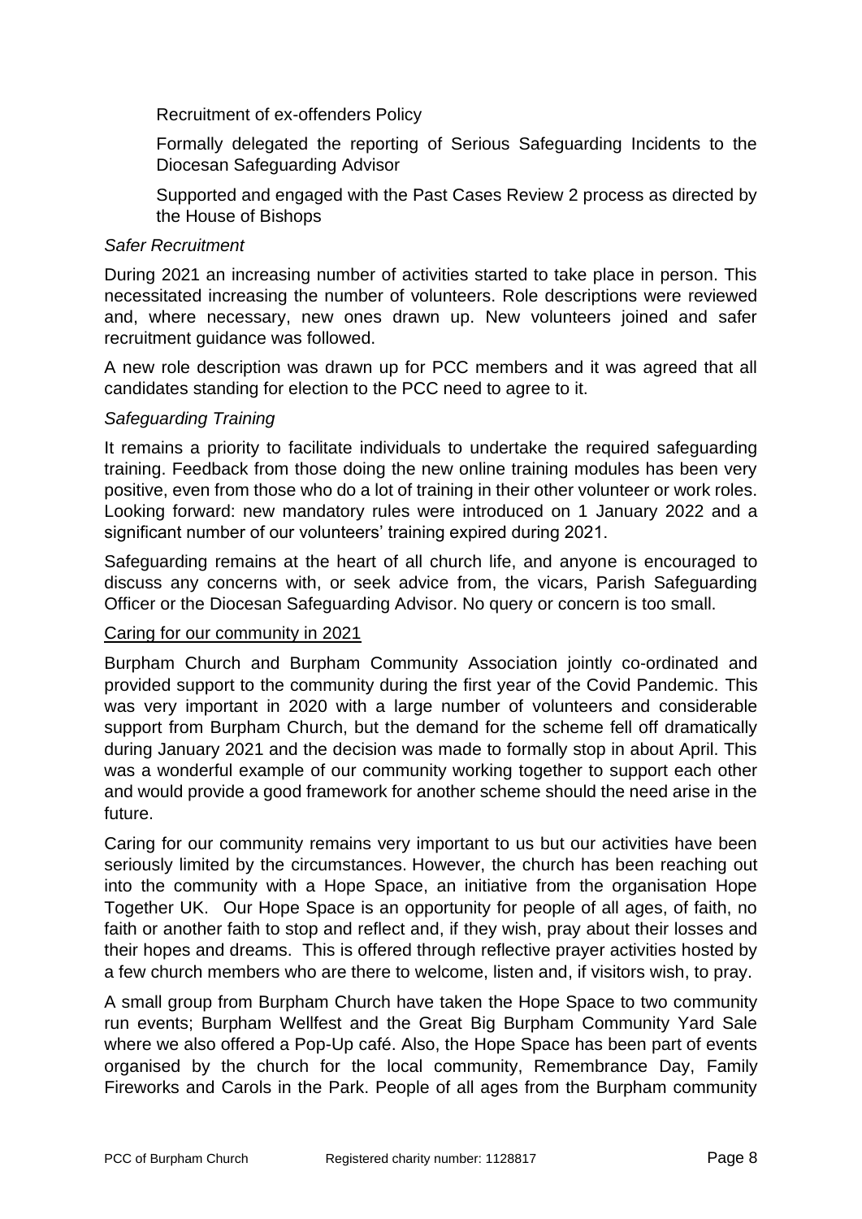Recruitment of ex-offenders Policy

Formally delegated the reporting of Serious Safeguarding Incidents to the Diocesan Safeguarding Advisor

Supported and engaged with the Past Cases Review 2 process as directed by the House of Bishops

*Safer Recruitment*

During 2021 an increasing number of activities started to take place in person. This necessitated increasing the number of volunteers. Role descriptions were reviewed and, where necessary, new ones drawn up. New volunteers joined and safer recruitment guidance was followed.

A new role description was drawn up for PCC members and it was agreed that all candidates standing for election to the PCC need to agree to it.

*Safeguarding Training*

It remains a priority to facilitate individuals to undertake the required safeguarding training. Feedback from those doing the new online training modules has been very positive, even from those who do a lot of training in their other volunteer or work roles. Looking forward: new mandatory rules were introduced on 1 January 2022 and a significant number of our volunteers' training expired during 2021.

Safeguarding remains at the heart of all church life, and anyone is encouraged to discuss any concerns with, or seek advice from, the vicars, Parish Safeguarding Officer or the Diocesan Safeguarding Advisor. No query or concern is too small.

<u>Caring for our community in 2021</u>

Burpham Church and Burpham Community Association jointly co-ordinated and provided support to the community during the first year of the Covid Pandemic. This was very important in 2020 with a large number of volunteers and considerable support from Burpham Church, but the demand for the scheme fell off dramatically during January 2021 and the decision was made to formally stop in about April. This was a wonderful example of our community working together to support each other and would provide a good framework for another scheme should the need arise in the future.

Caring for our community remains very important to us but our activities have been seriously limited by the circumstances. However, the church has been reaching out into the community with a Hope Space, an initiative from the organisation Hope Together UK. Our Hope Space is an opportunity for people of all ages, of faith, no faith or another faith to stop and reflect and, if they wish, pray about their losses and their hopes and dreams. This is offered through reflective prayer activities hosted by a few church members who are there to welcome, listen and, if visitors wish, to pray.

A small group from Burpham Church have taken the Hope Space to two community run events; Burpham Wellfest and the Great Big Burpham Community Yard Sale where we also offered a Pop-Up café. Also, the Hope Space has been part of events organised by the church for the local community, Remembrance Day, Family Fireworks and Carols in the Park. People of all ages from the Burpham community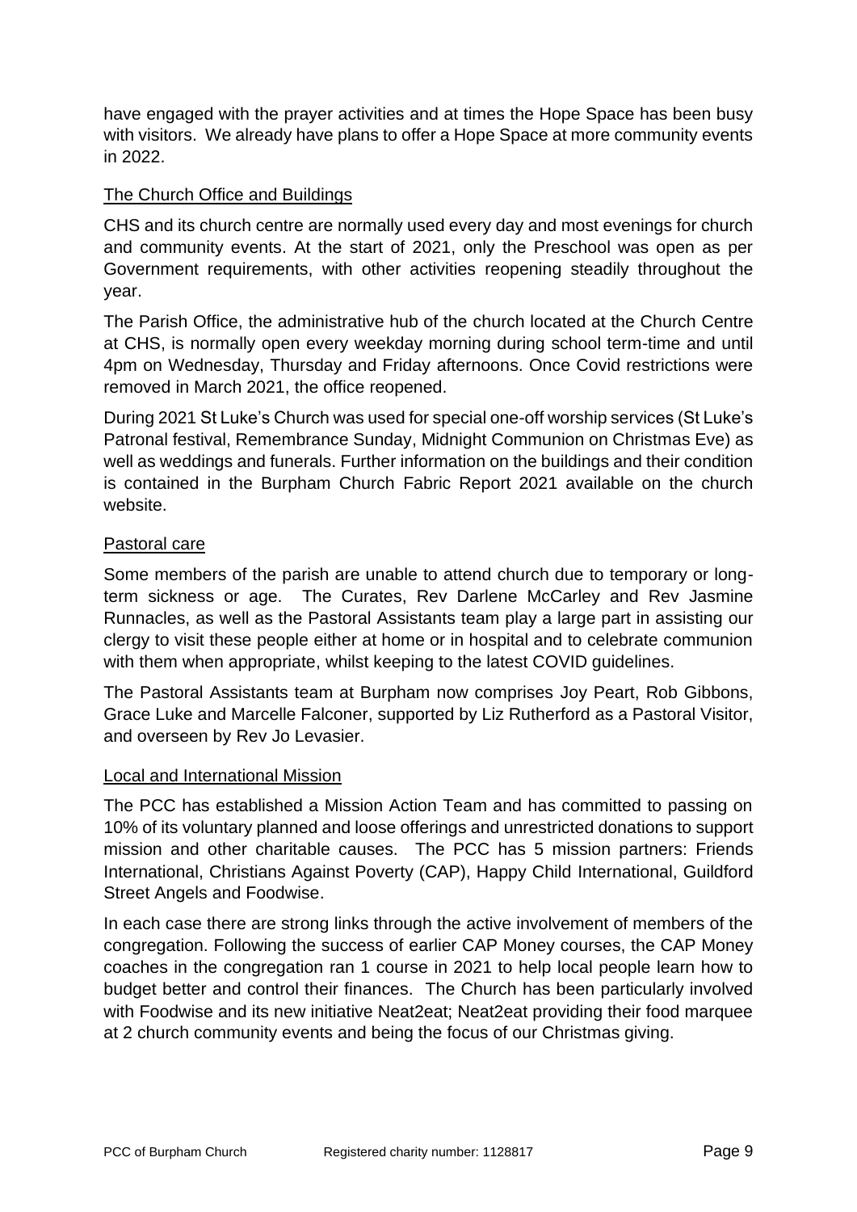have engaged with the prayer activities and at times the Hope Space has been busy with visitors. We already have plans to offer a Hope Space at more community events in 2022.

## The Church Office and Buildings

CHS and its church centre are normally used every day and most evenings for church and community events. At the start of 2021, only the Preschool was open as per Government requirements, with other activities reopening steadily throughout the year.

The Parish Office, the administrative hub of the church located at the Church Centre at CHS, is normally open every weekday morning during school term-time and until 4pm on Wednesday, Thursday and Friday afternoons. Once Covid restrictions were removed in March 2021, the office reopened.

During 2021 St Luke's Church was used for special one-off worship services (St Luke's Patronal festival, Remembrance Sunday, Midnight Communion on Christmas Eve) as well as weddings and funerals. Further information on the buildings and their condition is contained in the Burpham Church Fabric Report 2021 available on the church website.

## Pastoral care

Some members of the parish are unable to attend church due to temporary or long-term sickness or age. The Curates, Rev Darlene McCarley and Rev Jasmine Runnacles, as well as the Pastoral Assistants team play a large part in assisting our clergy to visit these people either at home or in hospital and to celebrate communion with them when appropriate, whilst keeping to the latest COVID guidelines.

The Pastoral Assistants team at Burpham now comprises Joy Peart, Rob Gibbons, Grace Luke and Marcelle Falconer, supported by Liz Rutherford as a Pastoral Visitor, and overseen by Rev Jo Levasier.

## Local and International Mission

The PCC has established a Mission Action Team and has committed to passing on 10% of its voluntary planned and loose offerings and unrestricted donations to support mission and other charitable causes. The PCC has 5 mission partners: Friends International, Christians Against Poverty (CAP), Happy Child International, Guildford Street Angels and Foodwise.

In each case there are strong links through the active involvement of members of the congregation. Following the success of earlier CAP Money courses, the CAP Money coaches in the congregation ran 1 course in 2021 to help local people learn how to budget better and control their finances. The Church has been particularly involved with Foodwise and its new initiative Neat2eat; Neat2eat providing their food marquee at 2 church community events and being the focus of our Christmas giving.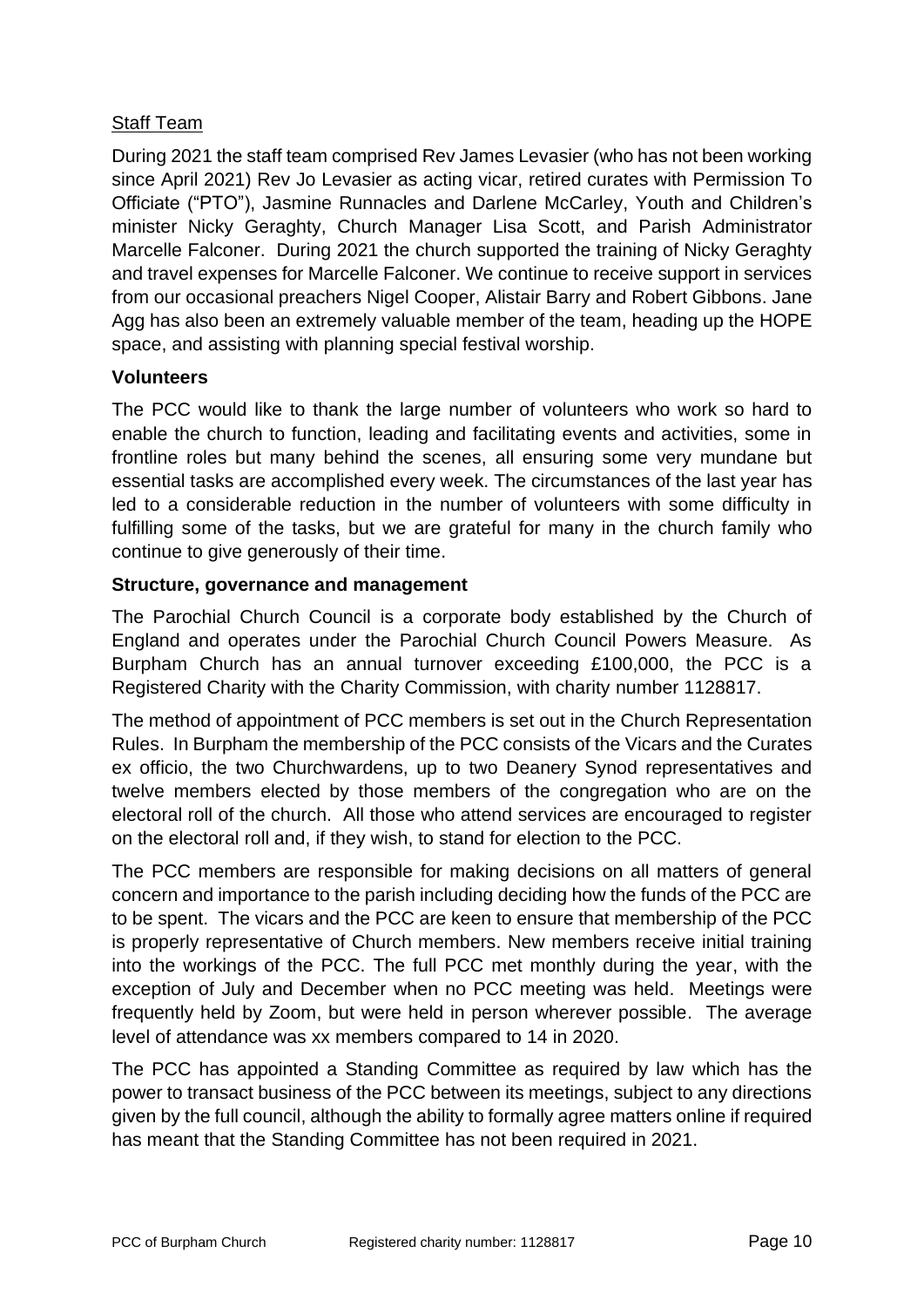Staff Team

During 2021 the staff team comprised Rev James Levasier (who has not been working since April 2021) Rev Jo Levasier as acting vicar, retired curates with Permission To Officiate ("PTO"), Jasmine Runnacles and Darlene McCarley, Youth and Children's minister Nicky Geraghty, Church Manager Lisa Scott, and Parish Administrator Marcelle Falconer. During 2021 the church supported the training of Nicky Geraghty and travel expenses for Marcelle Falconer. We continue to receive support in services from our occasional preachers Nigel Cooper, Alistair Barry and Robert Gibbons. Jane Agg has also been an extremely valuable member of the team, heading up the HOPE space, and assisting with planning special festival worship.

**Volunteers**

The PCC would like to thank the large number of volunteers who work so hard to enable the church to function, leading and facilitating events and activities, some in frontline roles but many behind the scenes, all ensuring some very mundane but essential tasks are accomplished every week. The circumstances of the last year has led to a considerable reduction in the number of volunteers with some difficulty in fulfilling some of the tasks, but we are grateful for many in the church family who continue to give generously of their time.

**Structure, governance and management**

The Parochial Church Council is a corporate body established by the Church of England and operates under the Parochial Church Council Powers Measure. As Burpham Church has an annual turnover exceeding £100,000, the PCC is a Registered Charity with the Charity Commission, with charity number 1128817.

The method of appointment of PCC members is set out in the Church Representation Rules. In Burpham the membership of the PCC consists of the Vicars and the Curates ex officio, the two Churchwardens, up to two Deanery Synod representatives and twelve members elected by those members of the congregation who are on the electoral roll of the church. All those who attend services are encouraged to register on the electoral roll and, if they wish, to stand for election to the PCC.

The PCC members are responsible for making decisions on all matters of general concern and importance to the parish including deciding how the funds of the PCC are to be spent. The vicars and the PCC are keen to ensure that membership of the PCC is properly representative of Church members. New members receive initial training into the workings of the PCC. The full PCC met monthly during the year, with the exception of July and December when no PCC meeting was held. Meetings were frequently held by Zoom, but were held in person wherever possible. The average level of attendance was xx members compared to 14 in 2020.

The PCC has appointed a Standing Committee as required by law which has the power to transact business of the PCC between its meetings, subject to any directions given by the full council, although the ability to formally agree matters online if required has meant that the Standing Committee has not been required in 2021.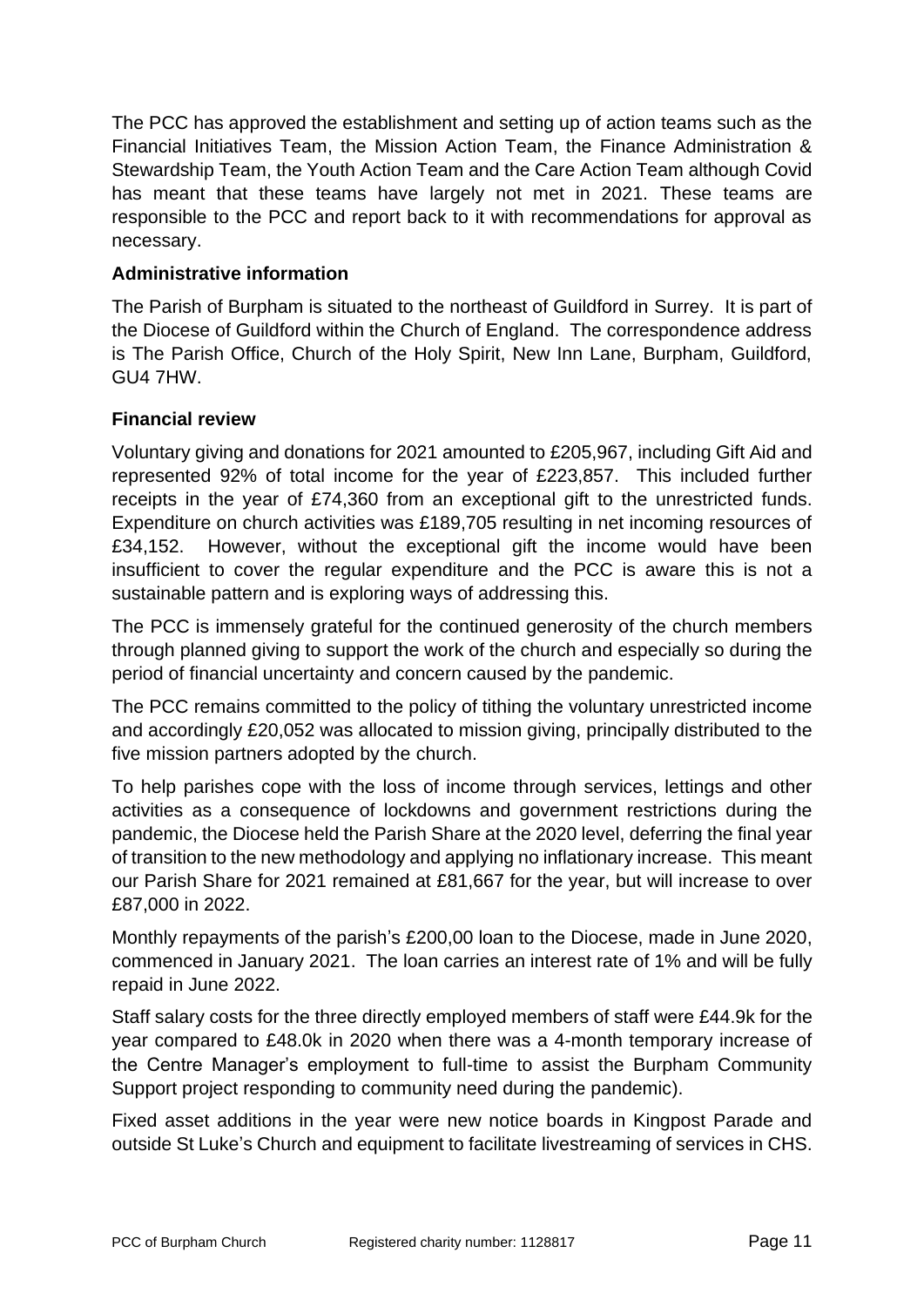The PCC has approved the establishment and setting up of action teams such as the Financial Initiatives Team, the Mission Action Team, the Finance Administration & Stewardship Team, the Youth Action Team and the Care Action Team although Covid has meant that these teams have largely not met in 2021. These teams are responsible to the PCC and report back to it with recommendations for approval as necessary.

**Administrative information**

The Parish of Burpham is situated to the northeast of Guildford in Surrey. It is part of the Diocese of Guildford within the Church of England. The correspondence address is The Parish Office, Church of the Holy Spirit, New Inn Lane, Burpham, Guildford, GU4 7HW.

**Financial review**

Voluntary giving and donations for 2021 amounted to £205,967, including Gift Aid and represented 92% of total income for the year of £223,857. This included further receipts in the year of £74,360 from an exceptional gift to the unrestricted funds. Expenditure on church activities was £189,705 resulting in net incoming resources of £34,152. However, without the exceptional gift the income would have been insufficient to cover the regular expenditure and the PCC is aware this is not a sustainable pattern and is exploring ways of addressing this.

The PCC is immensely grateful for the continued generosity of the church members through planned giving to support the work of the church and especially so during the period of financial uncertainty and concern caused by the pandemic.

The PCC remains committed to the policy of tithing the voluntary unrestricted income and accordingly £20,052 was allocated to mission giving, principally distributed to the five mission partners adopted by the church.

To help parishes cope with the loss of income through services, lettings and other activities as a consequence of lockdowns and government restrictions during the pandemic, the Diocese held the Parish Share at the 2020 level, deferring the final year of transition to the new methodology and applying no inflationary increase. This meant our Parish Share for 2021 remained at £81,667 for the year, but will increase to over £87,000 in 2022.

Monthly repayments of the parish's £200,00 loan to the Diocese, made in June 2020, commenced in January 2021. The loan carries an interest rate of 1% and will be fully repaid in June 2022.

Staff salary costs for the three directly employed members of staff were £44.9k for the year compared to £48.0k in 2020 when there was a 4-month temporary increase of the Centre Manager's employment to full-time to assist the Burpham Community Support project responding to community need during the pandemic).

Fixed asset additions in the year were new notice boards in Kingpost Parade and outside St Luke's Church and equipment to facilitate livestreaming of services in CHS.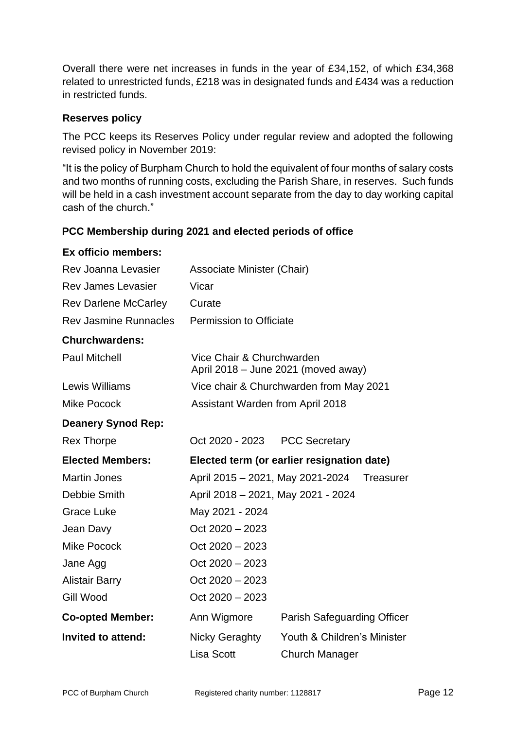Overall there were net increases in funds in the year of £34,152, of which £34,368 related to unrestricted funds, £218 was in designated funds and £434 was a reduction in restricted funds.

**Reserves policy**

The PCC keeps its Reserves Policy under regular review and adopted the following revised policy in November 2019:

"It is the policy of Burpham Church to hold the equivalent of four months of salary costs and two months of running costs, excluding the Parish Share, in reserves. Such funds will be held in a cash investment account separate from the day to day working capital cash of the church."

**PCC Membership during 2021 and elected periods of office**

**Ex officio members:**

| | | |
|---|---|---|
| Rev Joanna Levasier | Associate Minister (Chair) | |
| Rev James Levasier | Vicar | |
| Rev Darlene McCarley | Curate | |
| Rev Jasmine Runnacles | Permission to Officiate | |
| **Churchwardens:** | | |
| Paul Mitchell | Vice Chair & Churchwarden<br>April 2018 – June 2021 (moved away) | |
| Lewis Williams | Vice chair & Churchwarden from May 2021 | |
| Mike Pocock | Assistant Warden from April 2018 | |
| **Deanery Synod Rep:** | | |
| Rex Thorpe | Oct 2020 - 2023 | PCC Secretary |
| **Elected Members:** | **Elected term (or earlier resignation date)** | |
| Martin Jones | April 2015 – 2021, May 2021-2024 | Treasurer |
| Debbie Smith | April 2018 – 2021, May 2021 - 2024 | |
| Grace Luke | May 2021 - 2024 | |
| Jean Davy | Oct 2020 – 2023 | |
| Mike Pocock | Oct 2020 – 2023 | |
| Jane Agg | Oct 2020 – 2023 | |
| Alistair Barry | Oct 2020 – 2023 | |
| Gill Wood | Oct 2020 – 2023 | |
| **Co-opted Member:** | Ann Wigmore | Parish Safeguarding Officer |
| **Invited to attend:** | Nicky Geraghty | Youth & Children's Minister |
| | Lisa Scott | Church Manager |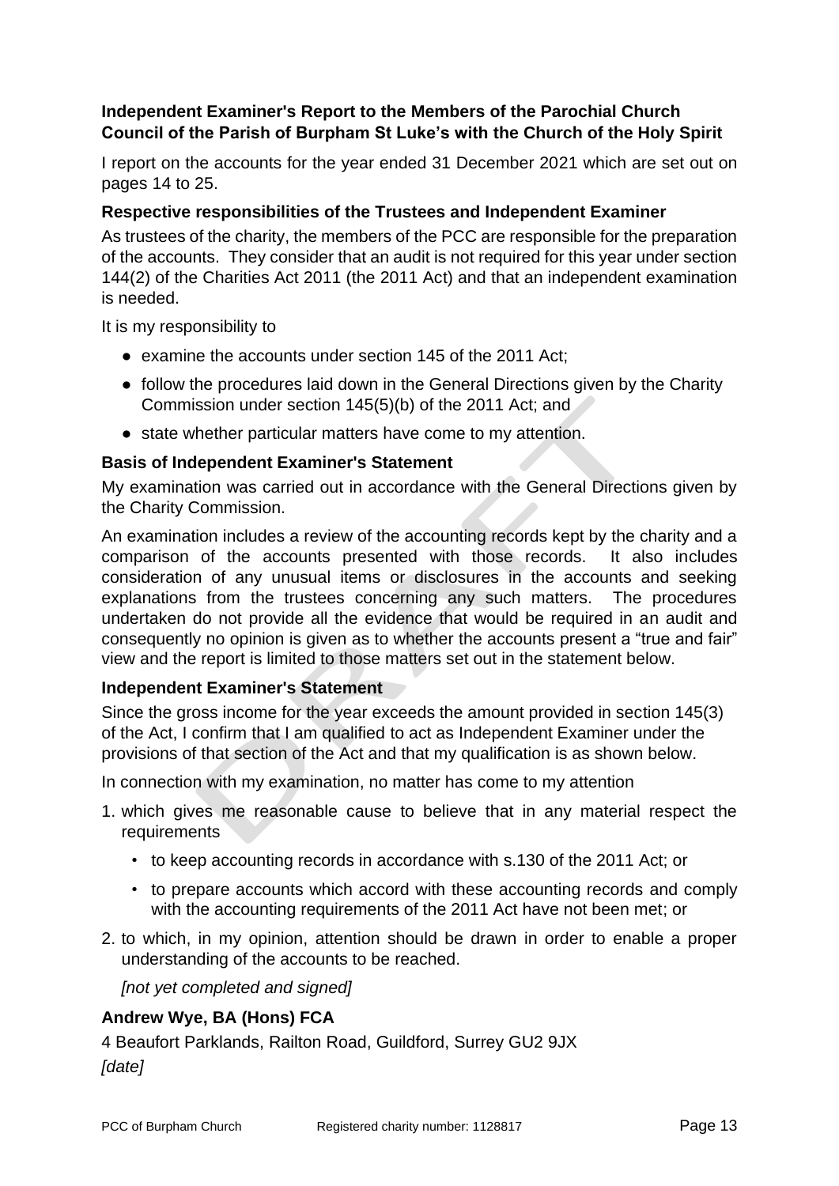**Independent Examiner's Report to the Members of the Parochial Church Council of the Parish of Burpham St Luke's with the Church of the Holy Spirit**

I report on the accounts for the year ended 31 December 2021 which are set out on pages 14 to 25.

**Respective responsibilities of the Trustees and Independent Examiner**

As trustees of the charity, the members of the PCC are responsible for the preparation of the accounts. They consider that an audit is not required for this year under section 144(2) of the Charities Act 2011 (the 2011 Act) and that an independent examination is needed.

It is my responsibility to

- examine the accounts under section 145 of the 2011 Act;
- follow the procedures laid down in the General Directions given by the Charity Commission under section 145(5)(b) of the 2011 Act; and
- state whether particular matters have come to my attention.

**Basis of Independent Examiner's Statement**

My examination was carried out in accordance with the General Directions given by the Charity Commission.

An examination includes a review of the accounting records kept by the charity and a comparison of the accounts presented with those records. It also includes consideration of any unusual items or disclosures in the accounts and seeking explanations from the trustees concerning any such matters. The procedures undertaken do not provide all the evidence that would be required in an audit and consequently no opinion is given as to whether the accounts present a "true and fair" view and the report is limited to those matters set out in the statement below.

**Independent Examiner's Statement**

Since the gross income for the year exceeds the amount provided in section 145(3) of the Act, I confirm that I am qualified to act as Independent Examiner under the provisions of that section of the Act and that my qualification is as shown below.

In connection with my examination, no matter has come to my attention

1. which gives me reasonable cause to believe that in any material respect the requirements
   - to keep accounting records in accordance with s.130 of the 2011 Act; or
   - to prepare accounts which accord with these accounting records and comply with the accounting requirements of the 2011 Act have not been met; or
2. to which, in my opinion, attention should be drawn in order to enable a proper understanding of the accounts to be reached.

   *[not yet completed and signed]*

**Andrew Wye, BA (Hons) FCA**

4 Beaufort Parklands, Railton Road, Guildford, Surrey GU2 9JX

*[date]*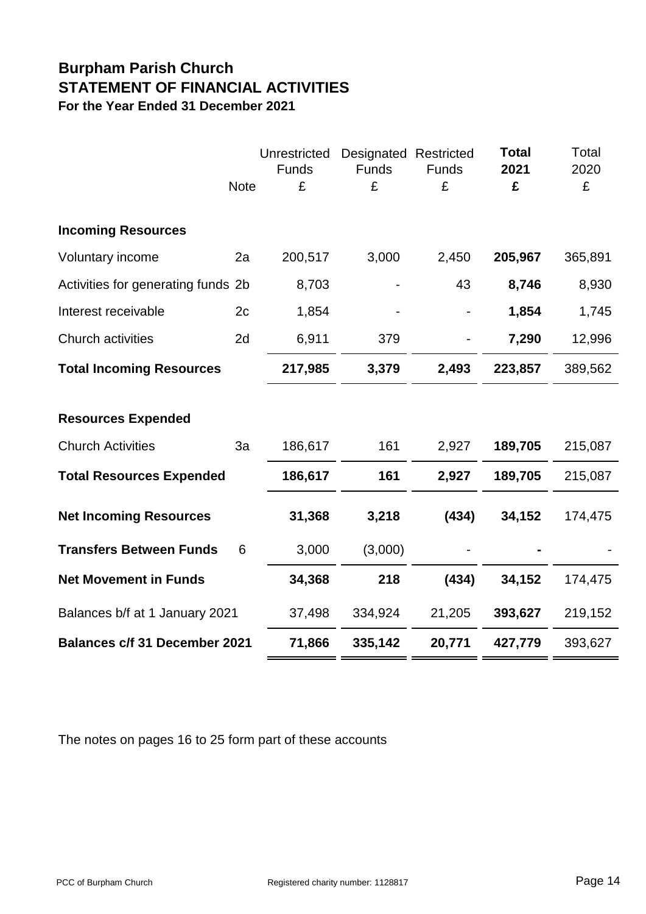# Burpham Parish Church
## STATEMENT OF FINANCIAL ACTIVITIES
### For the Year Ended 31 December 2021

| | Note | Unrestricted Funds £ | Designated Funds £ | Restricted Funds £ | **Total 2021 £** | Total 2020 £ |
|---|---|---|---|---|---|---|
| **Incoming Resources** | | | | | | |
| Voluntary income | 2a | 200,517 | 3,000 | 2,450 | **205,967** | 365,891 |
| Activities for generating funds | 2b | 8,703 | - | 43 | **8,746** | 8,930 |
| Interest receivable | 2c | 1,854 | - | - | **1,854** | 1,745 |
| Church activities | 2d | 6,911 | 379 | - | **7,290** | 12,996 |
| **Total Incoming Resources** | | **217,985** | **3,379** | **2,493** | **223,857** | 389,562 |
| **Resources Expended** | | | | | | |
| Church Activities | 3a | 186,617 | 161 | 2,927 | **189,705** | 215,087 |
| **Total Resources Expended** | | **186,617** | **161** | **2,927** | **189,705** | 215,087 |
| **Net Incoming Resources** | | **31,368** | **3,218** | **(434)** | **34,152** | 174,475 |
| **Transfers Between Funds** | 6 | 3,000 | (3,000) | - | **-** | - |
| **Net Movement in Funds** | | **34,368** | **218** | **(434)** | **34,152** | 174,475 |
| Balances b/f at 1 January 2021 | | 37,498 | 334,924 | 21,205 | **393,627** | 219,152 |
| **Balances c/f 31 December 2021** | | **71,866** | **335,142** | **20,771** | **427,779** | 393,627 |

The notes on pages 16 to 25 form part of these accounts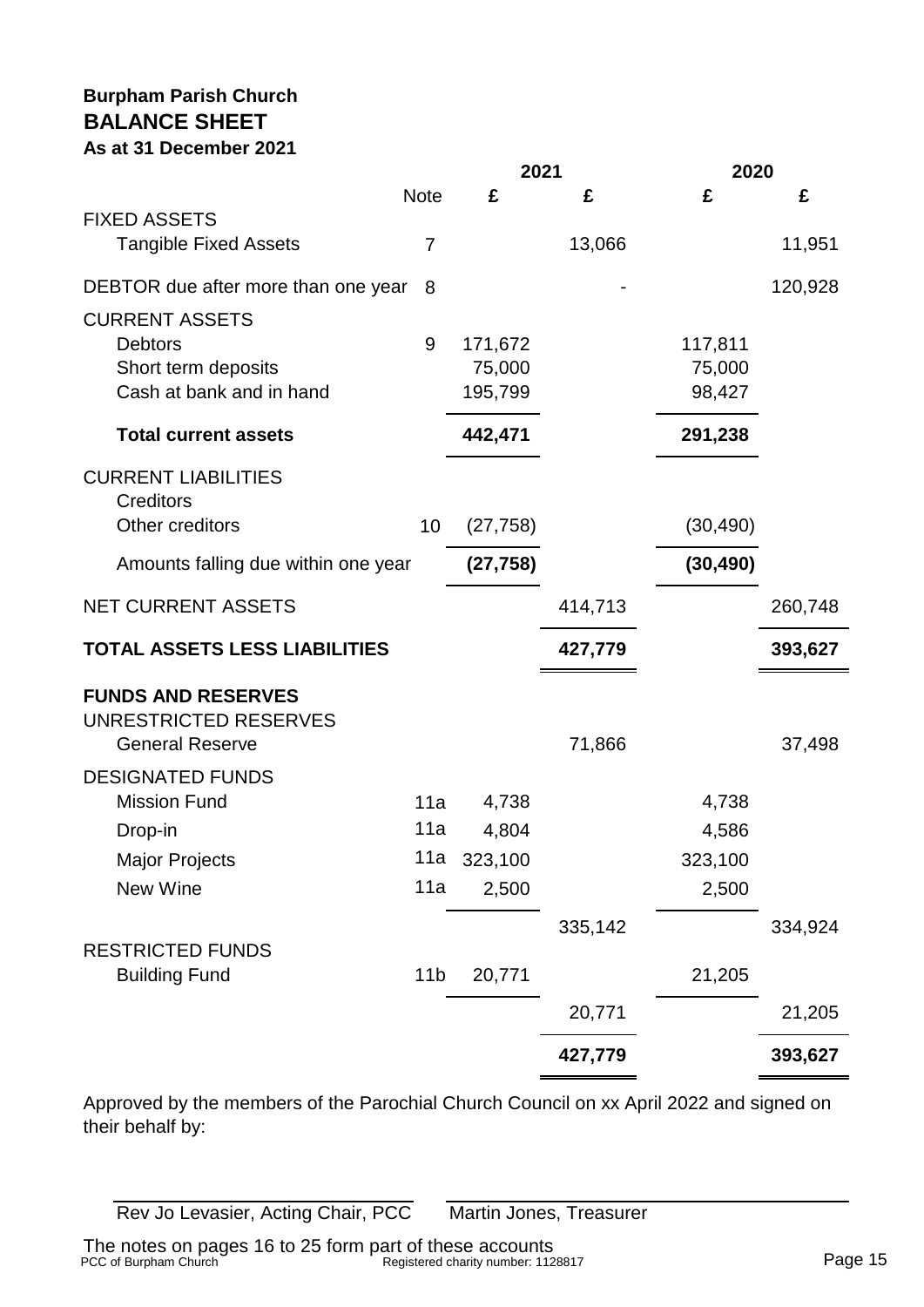**Burpham Parish Church**

## BALANCE SHEET

**As at 31 December 2021**

| | Note | 2021 £ | 2021 £ | 2020 £ | 2020 £ |
|---|---|---|---|---|---|
| FIXED ASSETS | | | | | |
| Tangible Fixed Assets | 7 | | 13,066 | | 11,951 |
| DEBTOR due after more than one year | 8 | | - | | 120,928 |
| CURRENT ASSETS | | | | | |
| Debtors | 9 | 171,672 | | 117,811 | |
| Short term deposits | | 75,000 | | 75,000 | |
| Cash at bank and in hand | | 195,799 | | 98,427 | |
| **Total current assets** | | **442,471** | | **291,238** | |
| CURRENT LIABILITIES | | | | | |
| Creditors | | | | | |
| Other creditors | 10 | (27,758) | | (30,490) | |
| Amounts falling due within one year | | **(27,758)** | | **(30,490)** | |
| NET CURRENT ASSETS | | | 414,713 | | 260,748 |
| **TOTAL ASSETS LESS LIABILITIES** | | | **427,779** | | **393,627** |
| **FUNDS AND RESERVES** | | | | | |
| UNRESTRICTED RESERVES | | | | | |
| General Reserve | | | 71,866 | | 37,498 |
| DESIGNATED FUNDS | | | | | |
| Mission Fund | 11a | 4,738 | | 4,738 | |
| Drop-in | 11a | 4,804 | | 4,586 | |
| Major Projects | 11a | 323,100 | | 323,100 | |
| New Wine | 11a | 2,500 | | 2,500 | |
| | | | 335,142 | | 334,924 |
| RESTRICTED FUNDS | | | | | |
| Building Fund | 11b | 20,771 | | 21,205 | |
| | | | 20,771 | | 21,205 |
| | | | **427,779** | | **393,627** |

Approved by the members of the Parochial Church Council on xx April 2022 and signed on their behalf by:

Rev Jo Levasier, Acting Chair, PCC

Martin Jones, Treasurer

The notes on pages 16 to 25 form part of these accounts

PCC of Burpham Church — Registered charity number: 1128817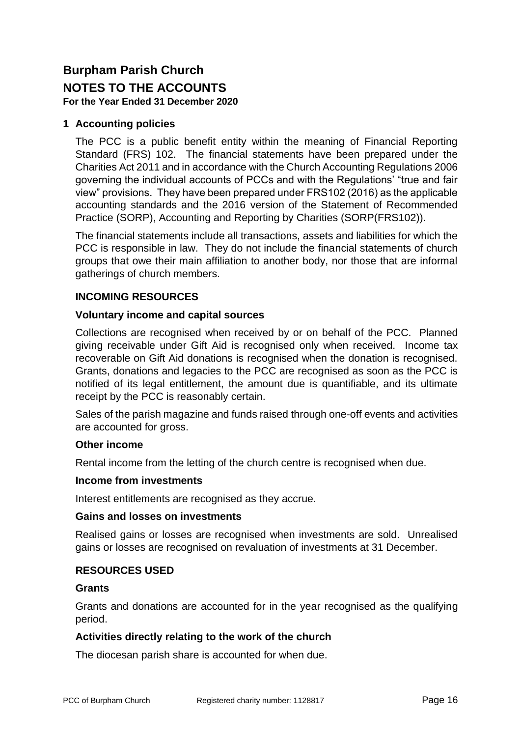# Burpham Parish Church

## NOTES TO THE ACCOUNTS

**For the Year Ended 31 December 2020**

### 1 Accounting policies

The PCC is a public benefit entity within the meaning of Financial Reporting Standard (FRS) 102. The financial statements have been prepared under the Charities Act 2011 and in accordance with the Church Accounting Regulations 2006 governing the individual accounts of PCCs and with the Regulations' "true and fair view" provisions. They have been prepared under FRS102 (2016) as the applicable accounting standards and the 2016 version of the Statement of Recommended Practice (SORP), Accounting and Reporting by Charities (SORP(FRS102)).

The financial statements include all transactions, assets and liabilities for which the PCC is responsible in law. They do not include the financial statements of church groups that owe their main affiliation to another body, nor those that are informal gatherings of church members.

**INCOMING RESOURCES**

**Voluntary income and capital sources**

Collections are recognised when received by or on behalf of the PCC. Planned giving receivable under Gift Aid is recognised only when received. Income tax recoverable on Gift Aid donations is recognised when the donation is recognised. Grants, donations and legacies to the PCC are recognised as soon as the PCC is notified of its legal entitlement, the amount due is quantifiable, and its ultimate receipt by the PCC is reasonably certain.

Sales of the parish magazine and funds raised through one-off events and activities are accounted for gross.

**Other income**

Rental income from the letting of the church centre is recognised when due.

**Income from investments**

Interest entitlements are recognised as they accrue.

**Gains and losses on investments**

Realised gains or losses are recognised when investments are sold. Unrealised gains or losses are recognised on revaluation of investments at 31 December.

**RESOURCES USED**

**Grants**

Grants and donations are accounted for in the year recognised as the qualifying period.

**Activities directly relating to the work of the church**

The diocesan parish share is accounted for when due.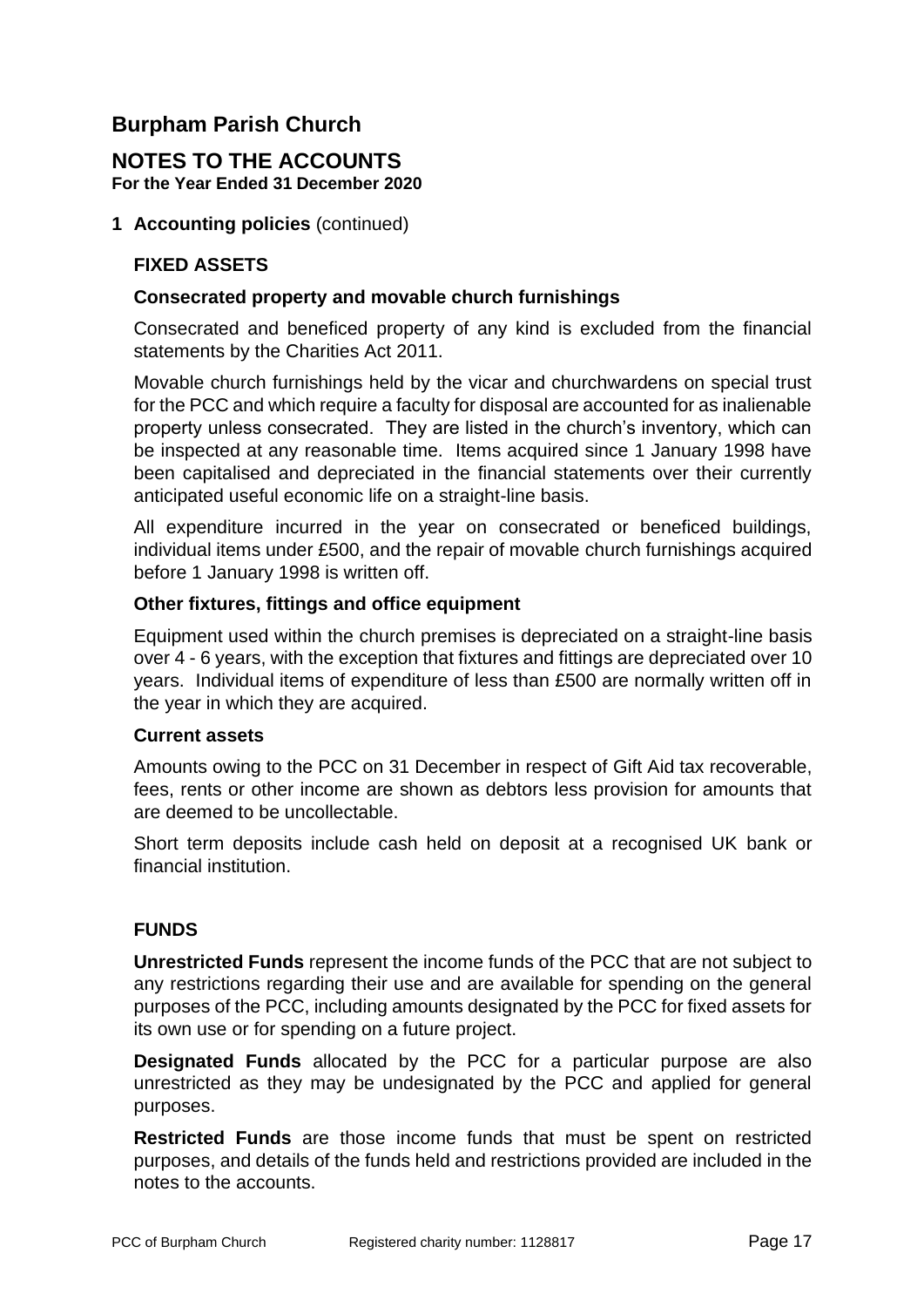# Burpham Parish Church

## NOTES TO THE ACCOUNTS

**For the Year Ended 31 December 2020**

**1 Accounting policies** (continued)

### FIXED ASSETS

#### Consecrated property and movable church furnishings

Consecrated and beneficed property of any kind is excluded from the financial statements by the Charities Act 2011.

Movable church furnishings held by the vicar and churchwardens on special trust for the PCC and which require a faculty for disposal are accounted for as inalienable property unless consecrated. They are listed in the church's inventory, which can be inspected at any reasonable time. Items acquired since 1 January 1998 have been capitalised and depreciated in the financial statements over their currently anticipated useful economic life on a straight-line basis.

All expenditure incurred in the year on consecrated or beneficed buildings, individual items under £500, and the repair of movable church furnishings acquired before 1 January 1998 is written off.

#### Other fixtures, fittings and office equipment

Equipment used within the church premises is depreciated on a straight-line basis over 4 - 6 years, with the exception that fixtures and fittings are depreciated over 10 years. Individual items of expenditure of less than £500 are normally written off in the year in which they are acquired.

#### Current assets

Amounts owing to the PCC on 31 December in respect of Gift Aid tax recoverable, fees, rents or other income are shown as debtors less provision for amounts that are deemed to be uncollectable.

Short term deposits include cash held on deposit at a recognised UK bank or financial institution.

### FUNDS

**Unrestricted Funds** represent the income funds of the PCC that are not subject to any restrictions regarding their use and are available for spending on the general purposes of the PCC, including amounts designated by the PCC for fixed assets for its own use or for spending on a future project.

**Designated Funds** allocated by the PCC for a particular purpose are also unrestricted as they may be undesignated by the PCC and applied for general purposes.

**Restricted Funds** are those income funds that must be spent on restricted purposes, and details of the funds held and restrictions provided are included in the notes to the accounts.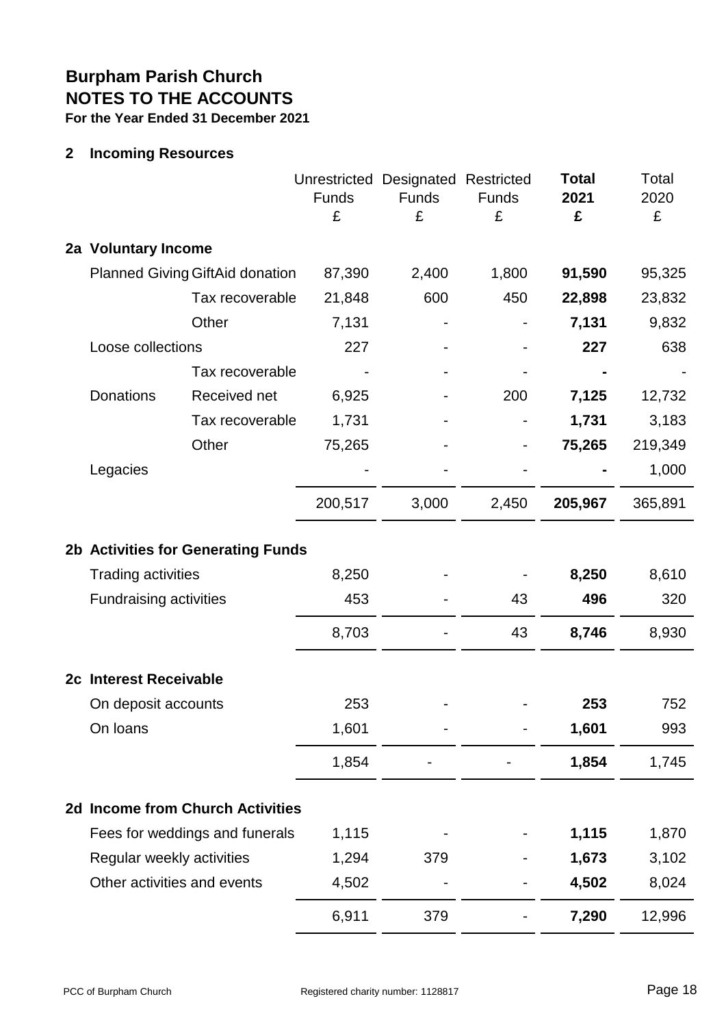# Burpham Parish Church
## NOTES TO THE ACCOUNTS
**For the Year Ended 31 December 2021**

### 2 Incoming Resources

| | | Unrestricted Funds £ | Designated Funds £ | Restricted Funds £ | **Total 2021 £** | Total 2020 £ |
|---|---|---|---|---|---|---|
| **2a Voluntary Income** | | | | | | |
| Planned Giving | GiftAid donation | 87,390 | 2,400 | 1,800 | **91,590** | 95,325 |
| | Tax recoverable | 21,848 | 600 | 450 | **22,898** | 23,832 |
| | Other | 7,131 | - | - | **7,131** | 9,832 |
| Loose collections | | 227 | - | - | **227** | 638 |
| | Tax recoverable | - | - | - | **-** | - |
| Donations | Received net | 6,925 | - | 200 | **7,125** | 12,732 |
| | Tax recoverable | 1,731 | - | - | **1,731** | 3,183 |
| | Other | 75,265 | - | - | **75,265** | 219,349 |
| Legacies | | - | - | - | **-** | 1,000 |
| | | 200,517 | 3,000 | 2,450 | **205,967** | 365,891 |
| **2b Activities for Generating Funds** | | | | | | |
| Trading activities | | 8,250 | - | - | **8,250** | 8,610 |
| Fundraising activities | | 453 | - | 43 | **496** | 320 |
| | | 8,703 | - | 43 | **8,746** | 8,930 |
| **2c Interest Receivable** | | | | | | |
| On deposit accounts | | 253 | - | - | **253** | 752 |
| On loans | | 1,601 | - | - | **1,601** | 993 |
| | | 1,854 | - | - | **1,854** | 1,745 |
| **2d Income from Church Activities** | | | | | | |
| Fees for weddings and funerals | | 1,115 | - | - | **1,115** | 1,870 |
| Regular weekly activities | | 1,294 | 379 | - | **1,673** | 3,102 |
| Other activities and events | | 4,502 | - | - | **4,502** | 8,024 |
| | | 6,911 | 379 | - | **7,290** | 12,996 |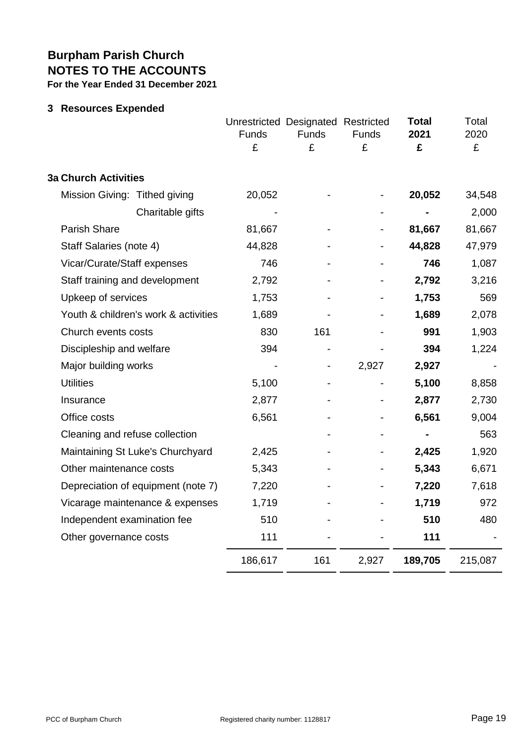# Burpham Parish Church
## NOTES TO THE ACCOUNTS
**For the Year Ended 31 December 2021**

### 3 Resources Expended

| | Unrestricted Funds | Designated Funds | Restricted Funds | **Total 2021** | Total 2020 |
|---|---|---|---|---|---|
| | £ | £ | £ | **£** | £ |
| **3a Church Activities** | | | | | |
| Mission Giving: Tithed giving | 20,052 | - | - | **20,052** | 34,548 |
| Charitable gifts | - | | - | **-** | 2,000 |
| Parish Share | 81,667 | - | - | **81,667** | 81,667 |
| Staff Salaries (note 4) | 44,828 | - | - | **44,828** | 47,979 |
| Vicar/Curate/Staff expenses | 746 | - | - | **746** | 1,087 |
| Staff training and development | 2,792 | - | - | **2,792** | 3,216 |
| Upkeep of services | 1,753 | - | - | **1,753** | 569 |
| Youth & children's work & activities | 1,689 | - | - | **1,689** | 2,078 |
| Church events costs | 830 | 161 | - | **991** | 1,903 |
| Discipleship and welfare | 394 | - | - | **394** | 1,224 |
| Major building works | - | - | 2,927 | **2,927** | - |
| Utilities | 5,100 | - | - | **5,100** | 8,858 |
| Insurance | 2,877 | - | - | **2,877** | 2,730 |
| Office costs | 6,561 | - | - | **6,561** | 9,004 |
| Cleaning and refuse collection | | - | - | **-** | 563 |
| Maintaining St Luke's Churchyard | 2,425 | - | - | **2,425** | 1,920 |
| Other maintenance costs | 5,343 | - | - | **5,343** | 6,671 |
| Depreciation of equipment (note 7) | 7,220 | - | - | **7,220** | 7,618 |
| Vicarage maintenance & expenses | 1,719 | - | - | **1,719** | 972 |
| Independent examination fee | 510 | - | - | **510** | 480 |
| Other governance costs | 111 | - | - | **111** | - |
| | 186,617 | 161 | 2,927 | **189,705** | 215,087 |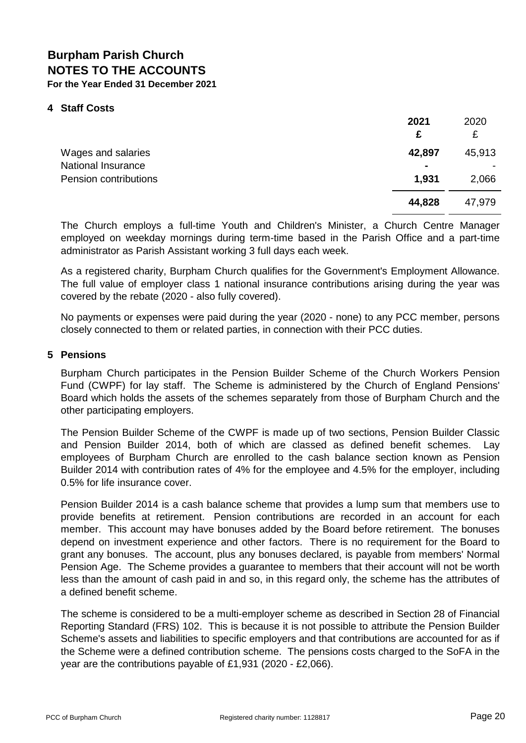# Burpham Parish Church
## NOTES TO THE ACCOUNTS
**For the Year Ended 31 December 2021**

### 4 Staff Costs

| | **2021** | 2020 |
|---|---|---|
| | **£** | £ |
| Wages and salaries | **42,897** | 45,913 |
| National Insurance | **-** | - |
| Pension contributions | **1,931** | 2,066 |
| | **44,828** | 47,979 |

The Church employs a full-time Youth and Children's Minister, a Church Centre Manager employed on weekday mornings during term-time based in the Parish Office and a part-time administrator as Parish Assistant working 3 full days each week.

As a registered charity, Burpham Church qualifies for the Government's Employment Allowance. The full value of employer class 1 national insurance contributions arising during the year was covered by the rebate (2020 - also fully covered).

No payments or expenses were paid during the year (2020 - none) to any PCC member, persons closely connected to them or related parties, in connection with their PCC duties.

### 5 Pensions

Burpham Church participates in the Pension Builder Scheme of the Church Workers Pension Fund (CWPF) for lay staff. The Scheme is administered by the Church of England Pensions' Board which holds the assets of the schemes separately from those of Burpham Church and the other participating employers.

The Pension Builder Scheme of the CWPF is made up of two sections, Pension Builder Classic and Pension Builder 2014, both of which are classed as defined benefit schemes. Lay employees of Burpham Church are enrolled to the cash balance section known as Pension Builder 2014 with contribution rates of 4% for the employee and 4.5% for the employer, including 0.5% for life insurance cover.

Pension Builder 2014 is a cash balance scheme that provides a lump sum that members use to provide benefits at retirement. Pension contributions are recorded in an account for each member. This account may have bonuses added by the Board before retirement. The bonuses depend on investment experience and other factors. There is no requirement for the Board to grant any bonuses. The account, plus any bonuses declared, is payable from members' Normal Pension Age. The Scheme provides a guarantee to members that their account will not be worth less than the amount of cash paid in and so, in this regard only, the scheme has the attributes of a defined benefit scheme.

The scheme is considered to be a multi-employer scheme as described in Section 28 of Financial Reporting Standard (FRS) 102. This is because it is not possible to attribute the Pension Builder Scheme's assets and liabilities to specific employers and that contributions are accounted for as if the Scheme were a defined contribution scheme. The pensions costs charged to the SoFA in the year are the contributions payable of £1,931 (2020 - £2,066).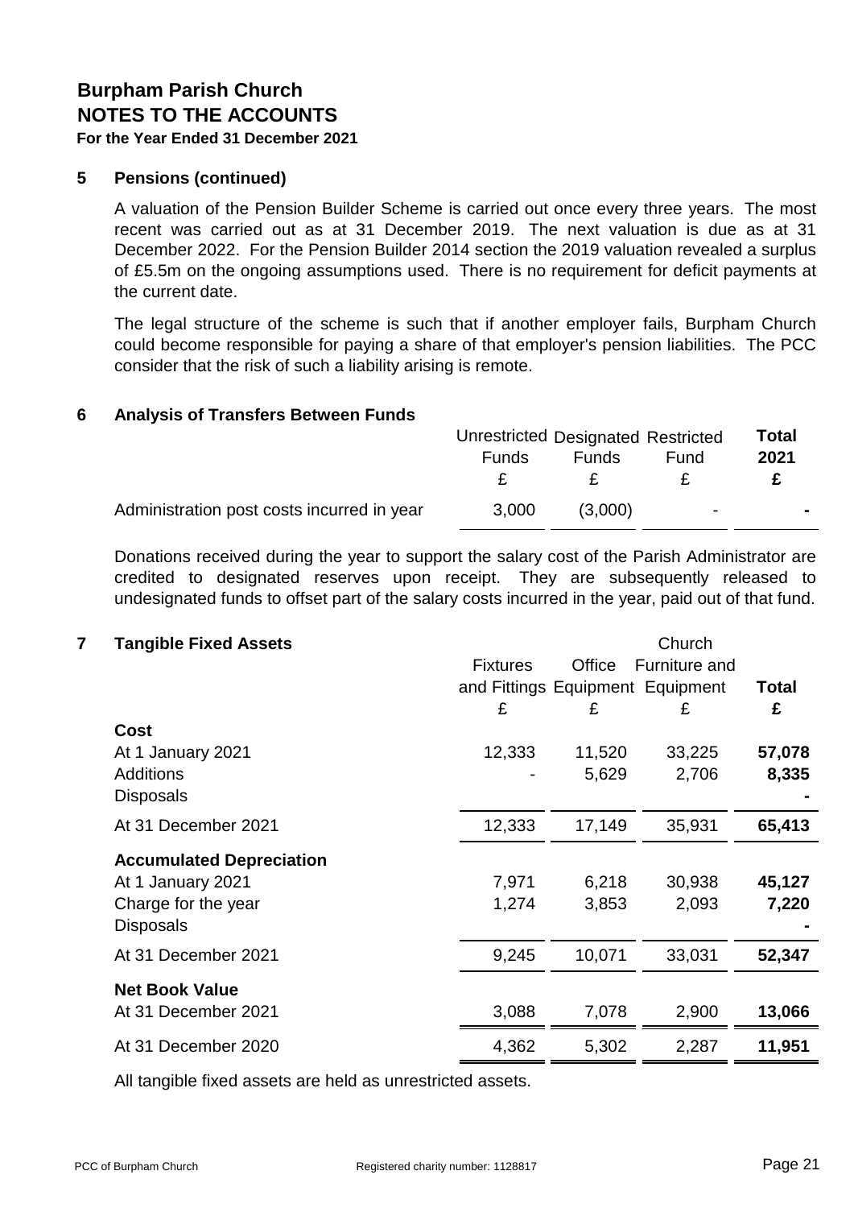# Burpham Parish Church
## NOTES TO THE ACCOUNTS
**For the Year Ended 31 December 2021**

### 5 Pensions (continued)

A valuation of the Pension Builder Scheme is carried out once every three years. The most recent was carried out as at 31 December 2019. The next valuation is due as at 31 December 2022. For the Pension Builder 2014 section the 2019 valuation revealed a surplus of £5.5m on the ongoing assumptions used. There is no requirement for deficit payments at the current date.

The legal structure of the scheme is such that if another employer fails, Burpham Church could become responsible for paying a share of that employer's pension liabilities. The PCC consider that the risk of such a liability arising is remote.

### 6 Analysis of Transfers Between Funds

| | Unrestricted Funds | Designated Funds | Restricted Fund | **Total 2021** |
|---|---|---|---|---|
| | £ | £ | £ | **£** |
| Administration post costs incurred in year | 3,000 | (3,000) | - | **-** |

Donations received during the year to support the salary cost of the Parish Administrator are credited to designated reserves upon receipt. They are subsequently released to undesignated funds to offset part of the salary costs incurred in the year, paid out of that fund.

### 7 Tangible Fixed Assets

| | Fixtures and Fittings | Office Equipment | Church Furniture and Equipment | **Total** |
|---|---|---|---|---|
| | £ | £ | £ | **£** |
| **Cost** | | | | |
| At 1 January 2021 | 12,333 | 11,520 | 33,225 | **57,078** |
| Additions | - | 5,629 | 2,706 | **8,335** |
| Disposals | | | | **-** |
| At 31 December 2021 | 12,333 | 17,149 | 35,931 | **65,413** |
| **Accumulated Depreciation** | | | | |
| At 1 January 2021 | 7,971 | 6,218 | 30,938 | **45,127** |
| Charge for the year | 1,274 | 3,853 | 2,093 | **7,220** |
| Disposals | | | | **-** |
| At 31 December 2021 | 9,245 | 10,071 | 33,031 | **52,347** |
| **Net Book Value** | | | | |
| At 31 December 2021 | 3,088 | 7,078 | 2,900 | **13,066** |
| At 31 December 2020 | 4,362 | 5,302 | 2,287 | **11,951** |

All tangible fixed assets are held as unrestricted assets.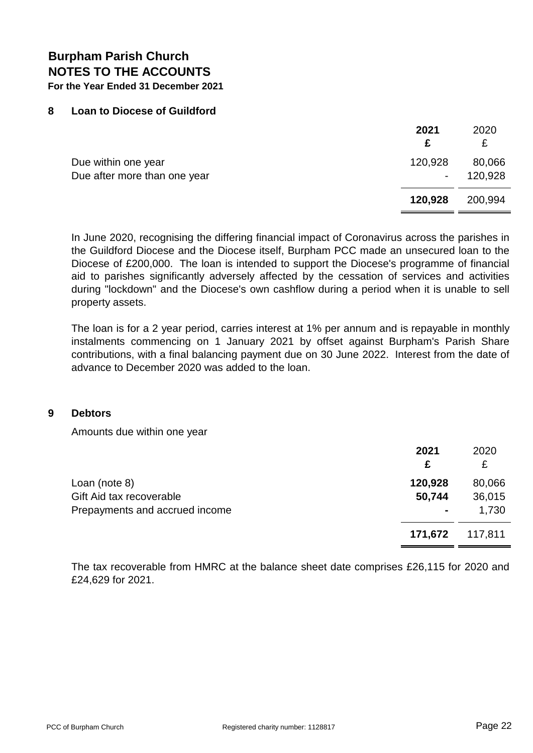# Burpham Parish Church
## NOTES TO THE ACCOUNTS
**For the Year Ended 31 December 2021**

### 8 Loan to Diocese of Guildford

| | **2021** **£** | 2020 £ |
|---|---|---|
| Due within one year | 120,928 | 80,066 |
| Due after more than one year | - | 120,928 |
| | **120,928** | 200,994 |

In June 2020, recognising the differing financial impact of Coronavirus across the parishes in the Guildford Diocese and the Diocese itself, Burpham PCC made an unsecured loan to the Diocese of £200,000. The loan is intended to support the Diocese's programme of financial aid to parishes significantly adversely affected by the cessation of services and activities during "lockdown" and the Diocese's own cashflow during a period when it is unable to sell property assets.

The loan is for a 2 year period, carries interest at 1% per annum and is repayable in monthly instalments commencing on 1 January 2021 by offset against Burpham's Parish Share contributions, with a final balancing payment due on 30 June 2022. Interest from the date of advance to December 2020 was added to the loan.

### 9 Debtors

Amounts due within one year

| | **2021** **£** | 2020 £ |
|---|---|---|
| Loan (note 8) | **120,928** | 80,066 |
| Gift Aid tax recoverable | **50,744** | 36,015 |
| Prepayments and accrued income | **-** | 1,730 |
| | **171,672** | 117,811 |

The tax recoverable from HMRC at the balance sheet date comprises £26,115 for 2020 and £24,629 for 2021.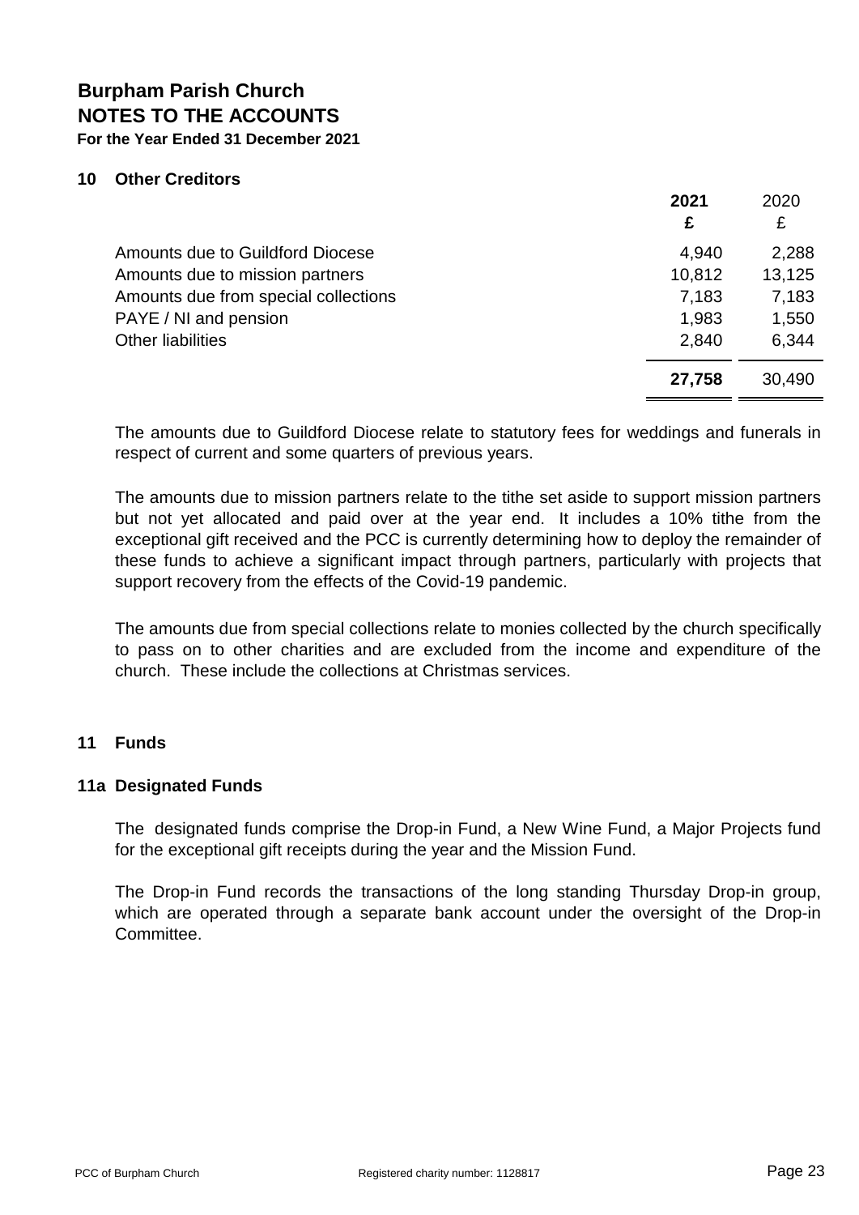# Burpham Parish Church
## NOTES TO THE ACCOUNTS
**For the Year Ended 31 December 2021**

### 10 Other Creditors

| | **2021** | 2020 |
|---|---|---|
| | **£** | £ |
| Amounts due to Guildford Diocese | 4,940 | 2,288 |
| Amounts due to mission partners | 10,812 | 13,125 |
| Amounts due from special collections | 7,183 | 7,183 |
| PAYE / NI and pension | 1,983 | 1,550 |
| Other liabilities | 2,840 | 6,344 |
| | **27,758** | 30,490 |

The amounts due to Guildford Diocese relate to statutory fees for weddings and funerals in respect of current and some quarters of previous years.

The amounts due to mission partners relate to the tithe set aside to support mission partners but not yet allocated and paid over at the year end. It includes a 10% tithe from the exceptional gift received and the PCC is currently determining how to deploy the remainder of these funds to achieve a significant impact through partners, particularly with projects that support recovery from the effects of the Covid-19 pandemic.

The amounts due from special collections relate to monies collected by the church specifically to pass on to other charities and are excluded from the income and expenditure of the church. These include the collections at Christmas services.

### 11 Funds

### 11a Designated Funds

The designated funds comprise the Drop-in Fund, a New Wine Fund, a Major Projects fund for the exceptional gift receipts during the year and the Mission Fund.

The Drop-in Fund records the transactions of the long standing Thursday Drop-in group, which are operated through a separate bank account under the oversight of the Drop-in Committee.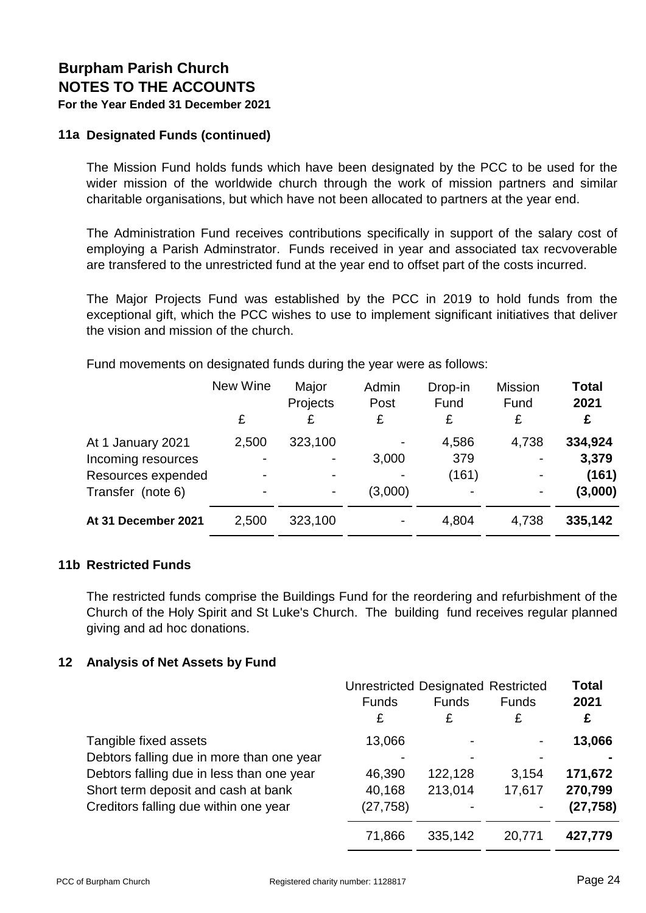# Burpham Parish Church
## NOTES TO THE ACCOUNTS
**For the Year Ended 31 December 2021**

### 11a Designated Funds (continued)

The Mission Fund holds funds which have been designated by the PCC to be used for the wider mission of the worldwide church through the work of mission partners and similar charitable organisations, but which have not been allocated to partners at the year end.

The Administration Fund receives contributions specifically in support of the salary cost of employing a Parish Adminstrator. Funds received in year and associated tax recvoverable are transfered to the unrestricted fund at the year end to offset part of the costs incurred.

The Major Projects Fund was established by the PCC in 2019 to hold funds from the exceptional gift, which the PCC wishes to use to implement significant initiatives that deliver the vision and mission of the church.

Fund movements on designated funds during the year were as follows:

| | New Wine | Major Projects | Admin Post | Drop-in Fund | Mission Fund | **Total 2021** |
|---|---|---|---|---|---|---|
| | £ | £ | £ | £ | £ | **£** |
| At 1 January 2021 | 2,500 | 323,100 | - | 4,586 | 4,738 | **334,924** |
| Incoming resources | - | - | 3,000 | 379 | - | **3,379** |
| Resources expended | - | - | - | (161) | - | **(161)** |
| Transfer (note 6) | - | - | (3,000) | - | - | **(3,000)** |
| **At 31 December 2021** | 2,500 | 323,100 | - | 4,804 | 4,738 | **335,142** |

### 11b Restricted Funds

The restricted funds comprise the Buildings Fund for the reordering and refurbishment of the Church of the Holy Spirit and St Luke's Church. The building fund receives regular planned giving and ad hoc donations.

### 12 Analysis of Net Assets by Fund

| | Unrestricted Funds | Designated Funds | Restricted Funds | **Total 2021** |
|---|---|---|---|---|
| | £ | £ | £ | **£** |
| Tangible fixed assets | 13,066 | - | - | **13,066** |
| Debtors falling due in more than one year | - | - | - | **-** |
| Debtors falling due in less than one year | 46,390 | 122,128 | 3,154 | **171,672** |
| Short term deposit and cash at bank | 40,168 | 213,014 | 17,617 | **270,799** |
| Creditors falling due within one year | (27,758) | - | - | **(27,758)** |
| | 71,866 | 335,142 | 20,771 | **427,779** |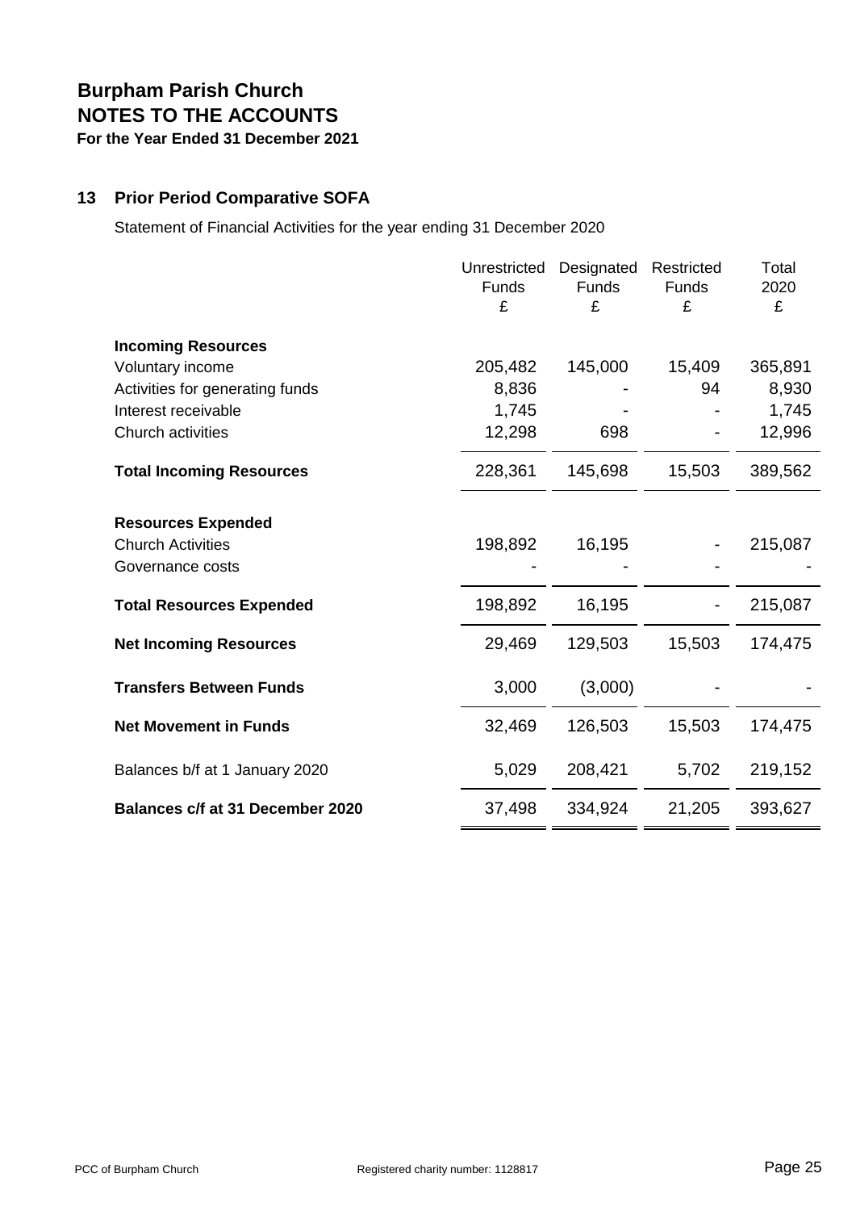# Burpham Parish Church
## NOTES TO THE ACCOUNTS
**For the Year Ended 31 December 2021**

### 13 Prior Period Comparative SOFA

Statement of Financial Activities for the year ending 31 December 2020

| | Unrestricted Funds £ | Designated Funds £ | Restricted Funds £ | Total 2020 £ |
|---|---|---|---|---|
| **Incoming Resources** | | | | |
| Voluntary income | 205,482 | 145,000 | 15,409 | 365,891 |
| Activities for generating funds | 8,836 | - | 94 | 8,930 |
| Interest receivable | 1,745 | - | - | 1,745 |
| Church activities | 12,298 | 698 | - | 12,996 |
| **Total Incoming Resources** | 228,361 | 145,698 | 15,503 | 389,562 |
| **Resources Expended** | | | | |
| Church Activities | 198,892 | 16,195 | - | 215,087 |
| Governance costs | - | - | - | - |
| **Total Resources Expended** | 198,892 | 16,195 | - | 215,087 |
| **Net Incoming Resources** | 29,469 | 129,503 | 15,503 | 174,475 |
| **Transfers Between Funds** | 3,000 | (3,000) | - | - |
| **Net Movement in Funds** | 32,469 | 126,503 | 15,503 | 174,475 |
| Balances b/f at 1 January 2020 | 5,029 | 208,421 | 5,702 | 219,152 |
| **Balances c/f at 31 December 2020** | 37,498 | 334,924 | 21,205 | 393,627 |

PCC of Burpham Church Registered charity number: 1128817